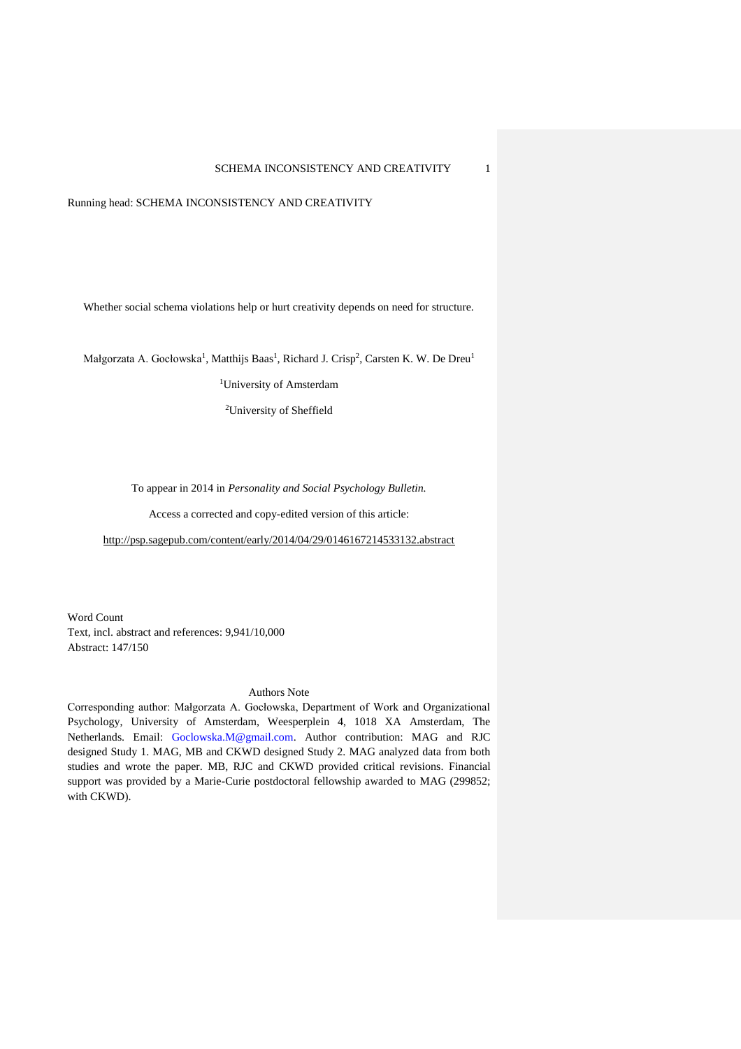Running head: SCHEMA INCONSISTENCY AND CREATIVITY

# Whether social schema violations help or hurt creativity depends on need for structure.

Małgorzata A. Gocłowska[1], Matthijs Baas[1], Richard J. Crisp[2], Carsten K. W. De Dreu[1]

[1]University of Amsterdam

[2]University of Sheffield

To appear in 2014 in *Personality and Social Psychology Bulletin.*

Access a corrected and copy-edited version of this article:

http://psp.sagepub.com/content/early/2014/04/29/0146167214533132.abstract

Word Count
Text, incl. abstract and references: 9,941/10,000
Abstract: 147/150

Authors Note

Corresponding author: Małgorzata A. Gocłowska, Department of Work and Organizational Psychology, University of Amsterdam, Weesperplein 4, 1018 XA Amsterdam, The Netherlands. Email: Goclowska.M@gmail.com. Author contribution: MAG and RJC designed Study 1. MAG, MB and CKWD designed Study 2. MAG analyzed data from both studies and wrote the paper. MB, RJC and CKWD provided critical revisions. Financial support was provided by a Marie-Curie postdoctoral fellowship awarded to MAG (299852; with CKWD).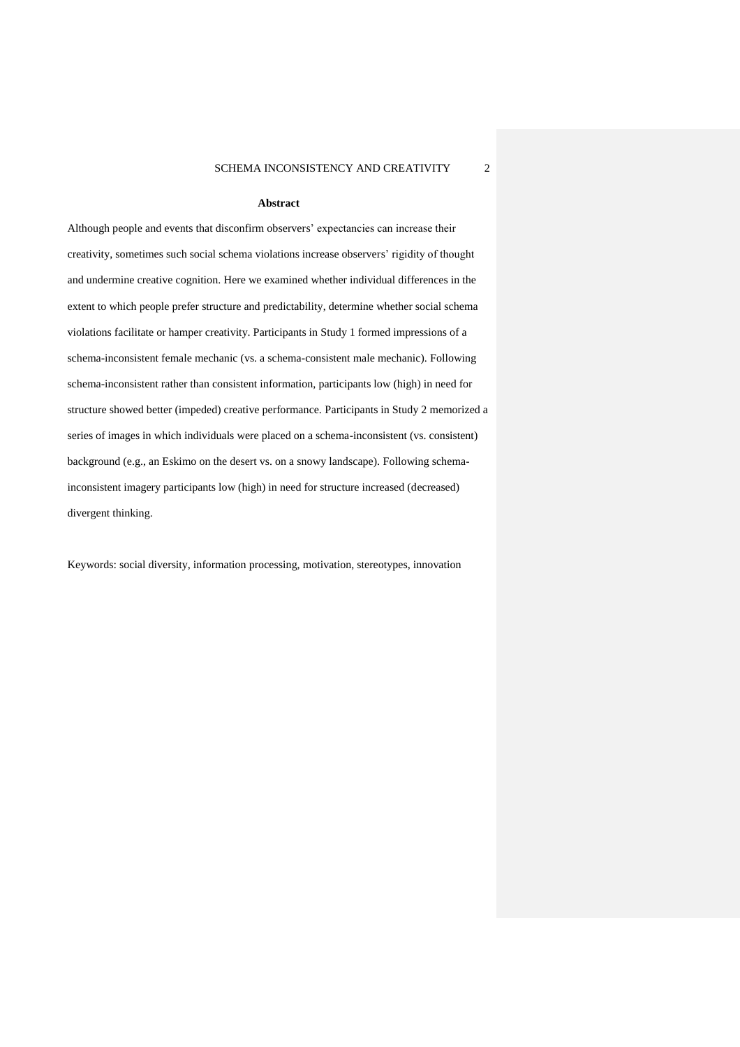## Abstract

Although people and events that disconfirm observers' expectancies can increase their creativity, sometimes such social schema violations increase observers' rigidity of thought and undermine creative cognition. Here we examined whether individual differences in the extent to which people prefer structure and predictability, determine whether social schema violations facilitate or hamper creativity. Participants in Study 1 formed impressions of a schema-inconsistent female mechanic (vs. a schema-consistent male mechanic). Following schema-inconsistent rather than consistent information, participants low (high) in need for structure showed better (impeded) creative performance. Participants in Study 2 memorized a series of images in which individuals were placed on a schema-inconsistent (vs. consistent) background (e.g., an Eskimo on the desert vs. on a snowy landscape). Following schema-inconsistent imagery participants low (high) in need for structure increased (decreased) divergent thinking.

Keywords: social diversity, information processing, motivation, stereotypes, innovation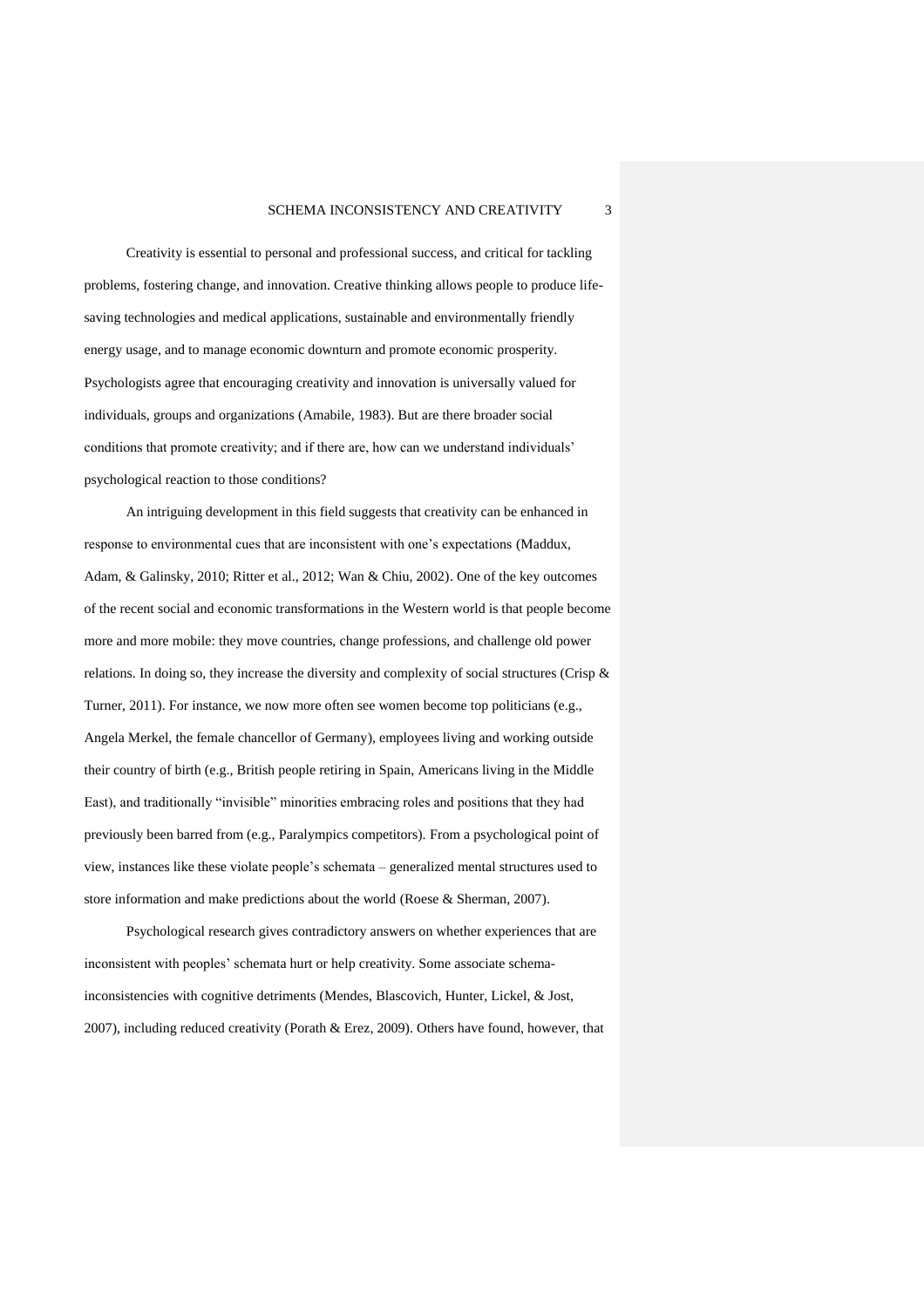Creativity is essential to personal and professional success, and critical for tackling problems, fostering change, and innovation. Creative thinking allows people to produce life-saving technologies and medical applications, sustainable and environmentally friendly energy usage, and to manage economic downturn and promote economic prosperity. Psychologists agree that encouraging creativity and innovation is universally valued for individuals, groups and organizations (Amabile, 1983). But are there broader social conditions that promote creativity; and if there are, how can we understand individuals' psychological reaction to those conditions?

An intriguing development in this field suggests that creativity can be enhanced in response to environmental cues that are inconsistent with one's expectations (Maddux, Adam, & Galinsky, 2010; Ritter et al., 2012; Wan & Chiu, 2002). One of the key outcomes of the recent social and economic transformations in the Western world is that people become more and more mobile: they move countries, change professions, and challenge old power relations. In doing so, they increase the diversity and complexity of social structures (Crisp & Turner, 2011). For instance, we now more often see women become top politicians (e.g., Angela Merkel, the female chancellor of Germany), employees living and working outside their country of birth (e.g., British people retiring in Spain, Americans living in the Middle East), and traditionally "invisible" minorities embracing roles and positions that they had previously been barred from (e.g., Paralympics competitors). From a psychological point of view, instances like these violate people's schemata – generalized mental structures used to store information and make predictions about the world (Roese & Sherman, 2007).

Psychological research gives contradictory answers on whether experiences that are inconsistent with peoples' schemata hurt or help creativity. Some associate schema-inconsistencies with cognitive detriments (Mendes, Blascovich, Hunter, Lickel, & Jost, 2007), including reduced creativity (Porath & Erez, 2009). Others have found, however, that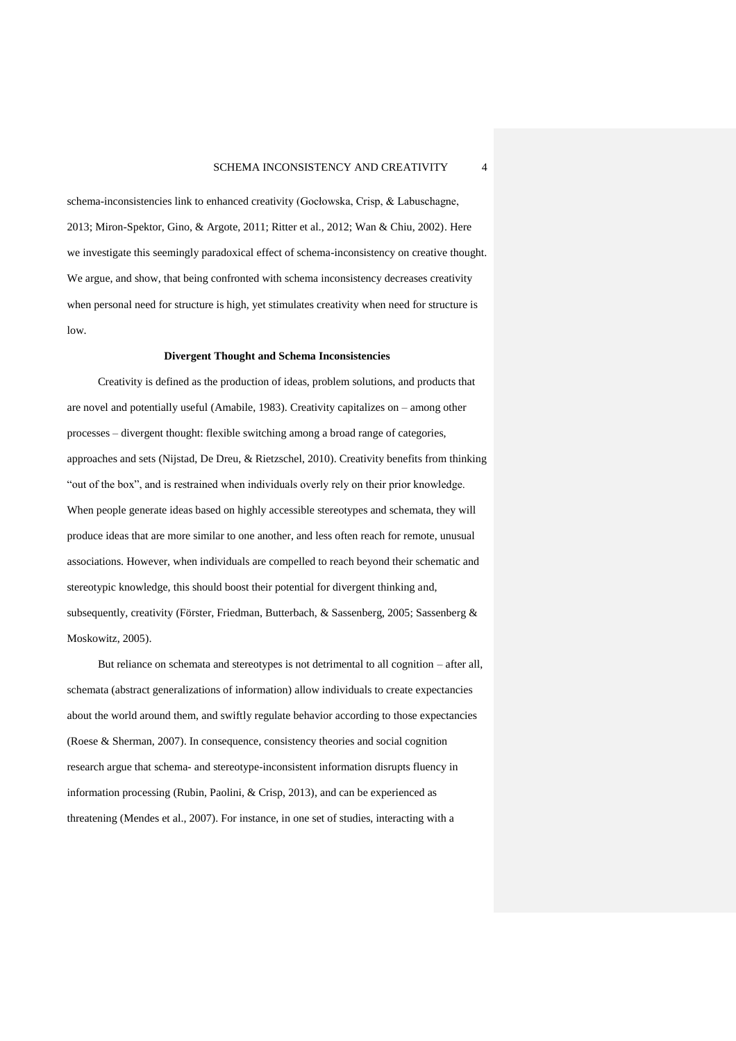schema-inconsistencies link to enhanced creativity (Gocłowska, Crisp, & Labuschagne, 2013; Miron-Spektor, Gino, & Argote, 2011; Ritter et al., 2012; Wan & Chiu, 2002). Here we investigate this seemingly paradoxical effect of schema-inconsistency on creative thought. We argue, and show, that being confronted with schema inconsistency decreases creativity when personal need for structure is high, yet stimulates creativity when need for structure is low.

## Divergent Thought and Schema Inconsistencies

Creativity is defined as the production of ideas, problem solutions, and products that are novel and potentially useful (Amabile, 1983). Creativity capitalizes on – among other processes – divergent thought: flexible switching among a broad range of categories, approaches and sets (Nijstad, De Dreu, & Rietzschel, 2010). Creativity benefits from thinking "out of the box", and is restrained when individuals overly rely on their prior knowledge. When people generate ideas based on highly accessible stereotypes and schemata, they will produce ideas that are more similar to one another, and less often reach for remote, unusual associations. However, when individuals are compelled to reach beyond their schematic and stereotypic knowledge, this should boost their potential for divergent thinking and, subsequently, creativity (Förster, Friedman, Butterbach, & Sassenberg, 2005; Sassenberg & Moskowitz, 2005).

But reliance on schemata and stereotypes is not detrimental to all cognition – after all, schemata (abstract generalizations of information) allow individuals to create expectancies about the world around them, and swiftly regulate behavior according to those expectancies (Roese & Sherman, 2007). In consequence, consistency theories and social cognition research argue that schema- and stereotype-inconsistent information disrupts fluency in information processing (Rubin, Paolini, & Crisp, 2013), and can be experienced as threatening (Mendes et al., 2007). For instance, in one set of studies, interacting with a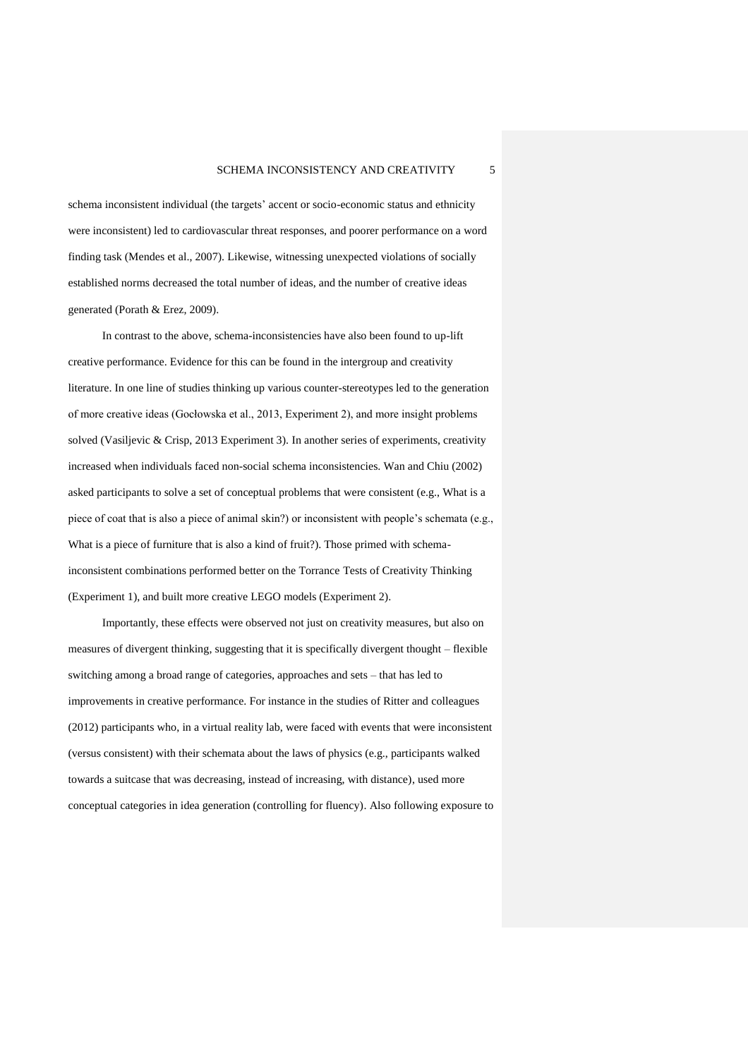schema inconsistent individual (the targets' accent or socio-economic status and ethnicity were inconsistent) led to cardiovascular threat responses, and poorer performance on a word finding task (Mendes et al., 2007). Likewise, witnessing unexpected violations of socially established norms decreased the total number of ideas, and the number of creative ideas generated (Porath & Erez, 2009).

In contrast to the above, schema-inconsistencies have also been found to up-lift creative performance. Evidence for this can be found in the intergroup and creativity literature. In one line of studies thinking up various counter-stereotypes led to the generation of more creative ideas (Gocłowska et al., 2013, Experiment 2), and more insight problems solved (Vasiljevic & Crisp, 2013 Experiment 3). In another series of experiments, creativity increased when individuals faced non-social schema inconsistencies. Wan and Chiu (2002) asked participants to solve a set of conceptual problems that were consistent (e.g., What is a piece of coat that is also a piece of animal skin?) or inconsistent with people's schemata (e.g., What is a piece of furniture that is also a kind of fruit?). Those primed with schema-inconsistent combinations performed better on the Torrance Tests of Creativity Thinking (Experiment 1), and built more creative LEGO models (Experiment 2).

Importantly, these effects were observed not just on creativity measures, but also on measures of divergent thinking, suggesting that it is specifically divergent thought – flexible switching among a broad range of categories, approaches and sets – that has led to improvements in creative performance. For instance in the studies of Ritter and colleagues (2012) participants who, in a virtual reality lab, were faced with events that were inconsistent (versus consistent) with their schemata about the laws of physics (e.g., participants walked towards a suitcase that was decreasing, instead of increasing, with distance), used more conceptual categories in idea generation (controlling for fluency). Also following exposure to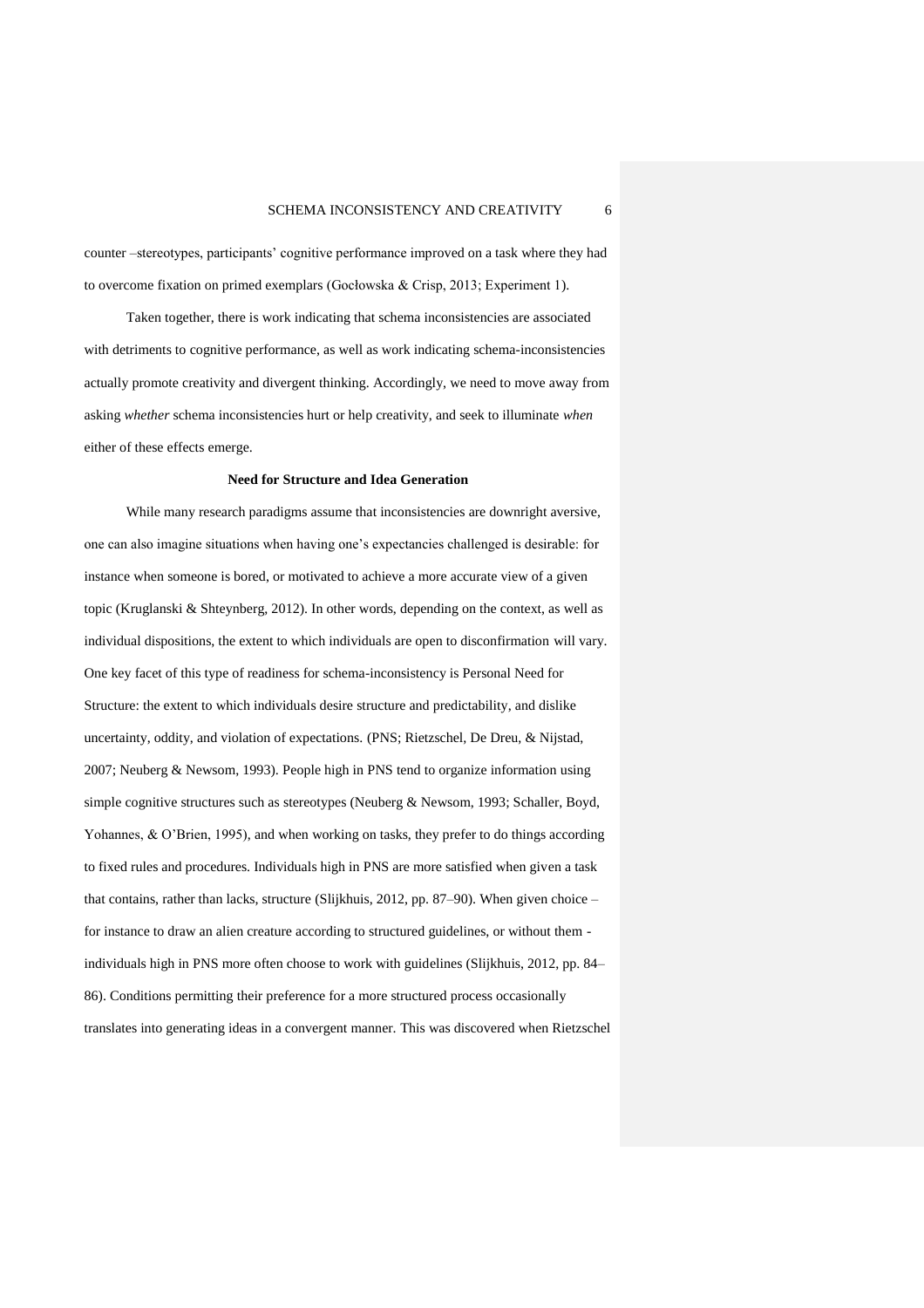counter –stereotypes, participants' cognitive performance improved on a task where they had to overcome fixation on primed exemplars (Gocłowska & Crisp, 2013; Experiment 1).

Taken together, there is work indicating that schema inconsistencies are associated with detriments to cognitive performance, as well as work indicating schema-inconsistencies actually promote creativity and divergent thinking. Accordingly, we need to move away from asking *whether* schema inconsistencies hurt or help creativity, and seek to illuminate *when* either of these effects emerge.

**Need for Structure and Idea Generation**

While many research paradigms assume that inconsistencies are downright aversive, one can also imagine situations when having one's expectancies challenged is desirable: for instance when someone is bored, or motivated to achieve a more accurate view of a given topic (Kruglanski & Shteynberg, 2012). In other words, depending on the context, as well as individual dispositions, the extent to which individuals are open to disconfirmation will vary. One key facet of this type of readiness for schema-inconsistency is Personal Need for Structure: the extent to which individuals desire structure and predictability, and dislike uncertainty, oddity, and violation of expectations. (PNS; Rietzschel, De Dreu, & Nijstad, 2007; Neuberg & Newsom, 1993). People high in PNS tend to organize information using simple cognitive structures such as stereotypes (Neuberg & Newsom, 1993; Schaller, Boyd, Yohannes, & O'Brien, 1995), and when working on tasks, they prefer to do things according to fixed rules and procedures. Individuals high in PNS are more satisfied when given a task that contains, rather than lacks, structure (Slijkhuis, 2012, pp. 87–90). When given choice – for instance to draw an alien creature according to structured guidelines, or without them - individuals high in PNS more often choose to work with guidelines (Slijkhuis, 2012, pp. 84–86). Conditions permitting their preference for a more structured process occasionally translates into generating ideas in a convergent manner. This was discovered when Rietzschel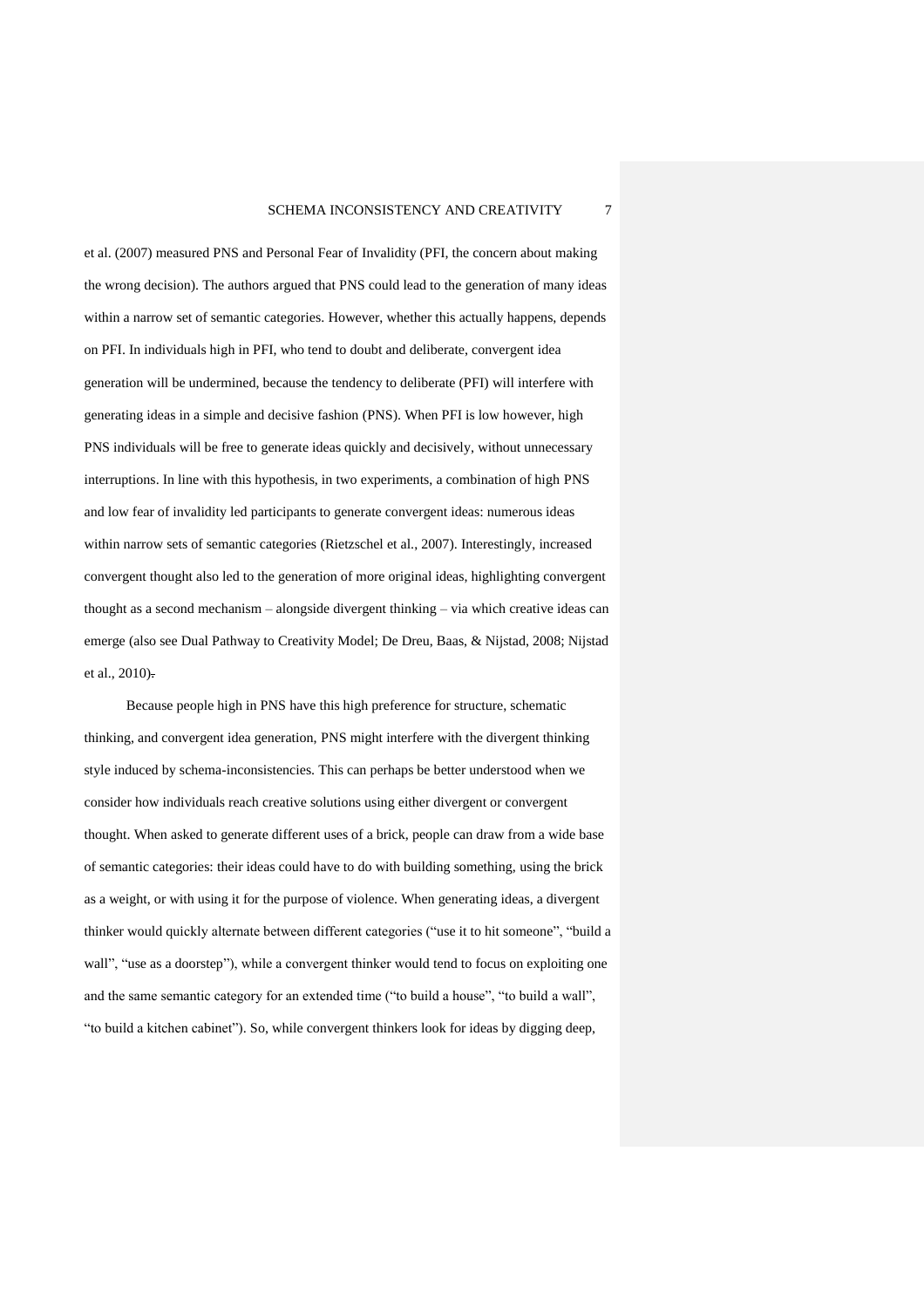et al. (2007) measured PNS and Personal Fear of Invalidity (PFI, the concern about making the wrong decision). The authors argued that PNS could lead to the generation of many ideas within a narrow set of semantic categories. However, whether this actually happens, depends on PFI. In individuals high in PFI, who tend to doubt and deliberate, convergent idea generation will be undermined, because the tendency to deliberate (PFI) will interfere with generating ideas in a simple and decisive fashion (PNS). When PFI is low however, high PNS individuals will be free to generate ideas quickly and decisively, without unnecessary interruptions. In line with this hypothesis, in two experiments, a combination of high PNS and low fear of invalidity led participants to generate convergent ideas: numerous ideas within narrow sets of semantic categories (Rietzschel et al., 2007). Interestingly, increased convergent thought also led to the generation of more original ideas, highlighting convergent thought as a second mechanism – alongside divergent thinking – via which creative ideas can emerge (also see Dual Pathway to Creativity Model; De Dreu, Baas, & Nijstad, 2008; Nijstad et al., 2010).

Because people high in PNS have this high preference for structure, schematic thinking, and convergent idea generation, PNS might interfere with the divergent thinking style induced by schema-inconsistencies. This can perhaps be better understood when we consider how individuals reach creative solutions using either divergent or convergent thought. When asked to generate different uses of a brick, people can draw from a wide base of semantic categories: their ideas could have to do with building something, using the brick as a weight, or with using it for the purpose of violence. When generating ideas, a divergent thinker would quickly alternate between different categories ("use it to hit someone", "build a wall", "use as a doorstep"), while a convergent thinker would tend to focus on exploiting one and the same semantic category for an extended time ("to build a house", "to build a wall", "to build a kitchen cabinet"). So, while convergent thinkers look for ideas by digging deep,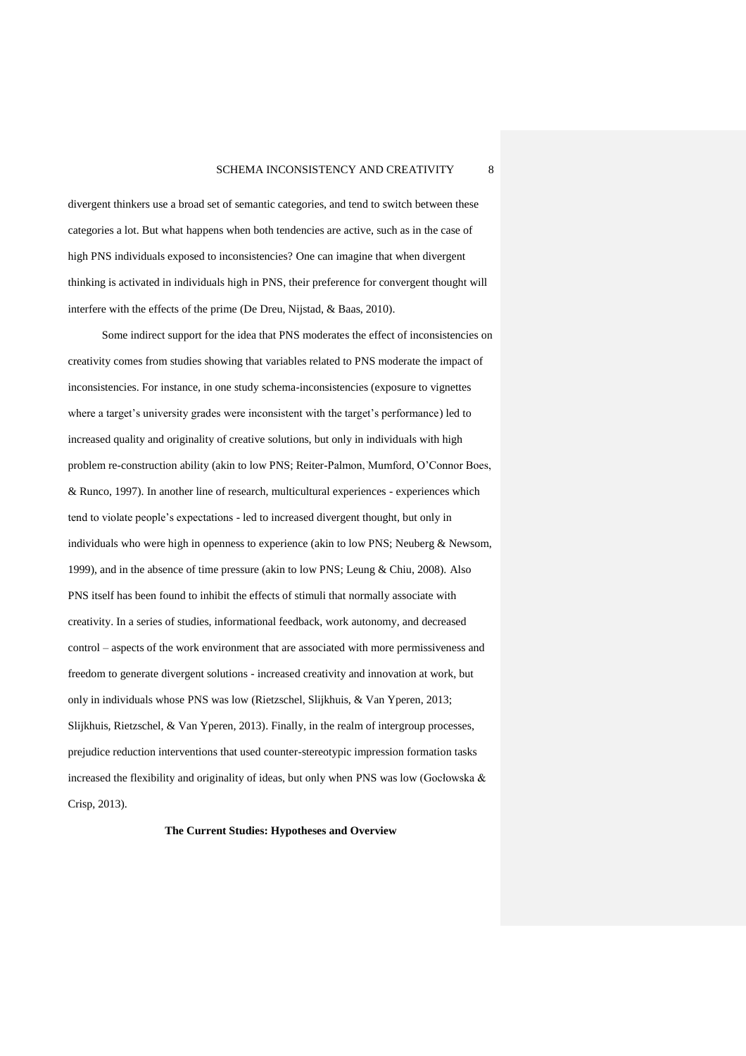divergent thinkers use a broad set of semantic categories, and tend to switch between these categories a lot. But what happens when both tendencies are active, such as in the case of high PNS individuals exposed to inconsistencies? One can imagine that when divergent thinking is activated in individuals high in PNS, their preference for convergent thought will interfere with the effects of the prime (De Dreu, Nijstad, & Baas, 2010).

Some indirect support for the idea that PNS moderates the effect of inconsistencies on creativity comes from studies showing that variables related to PNS moderate the impact of inconsistencies. For instance, in one study schema-inconsistencies (exposure to vignettes where a target's university grades were inconsistent with the target's performance) led to increased quality and originality of creative solutions, but only in individuals with high problem re-construction ability (akin to low PNS; Reiter-Palmon, Mumford, O'Connor Boes, & Runco, 1997). In another line of research, multicultural experiences - experiences which tend to violate people's expectations - led to increased divergent thought, but only in individuals who were high in openness to experience (akin to low PNS; Neuberg & Newsom, 1999), and in the absence of time pressure (akin to low PNS; Leung & Chiu, 2008). Also PNS itself has been found to inhibit the effects of stimuli that normally associate with creativity. In a series of studies, informational feedback, work autonomy, and decreased control – aspects of the work environment that are associated with more permissiveness and freedom to generate divergent solutions - increased creativity and innovation at work, but only in individuals whose PNS was low (Rietzschel, Slijkhuis, & Van Yperen, 2013; Slijkhuis, Rietzschel, & Van Yperen, 2013). Finally, in the realm of intergroup processes, prejudice reduction interventions that used counter-stereotypic impression formation tasks increased the flexibility and originality of ideas, but only when PNS was low (Gocłowska & Crisp, 2013).

## The Current Studies: Hypotheses and Overview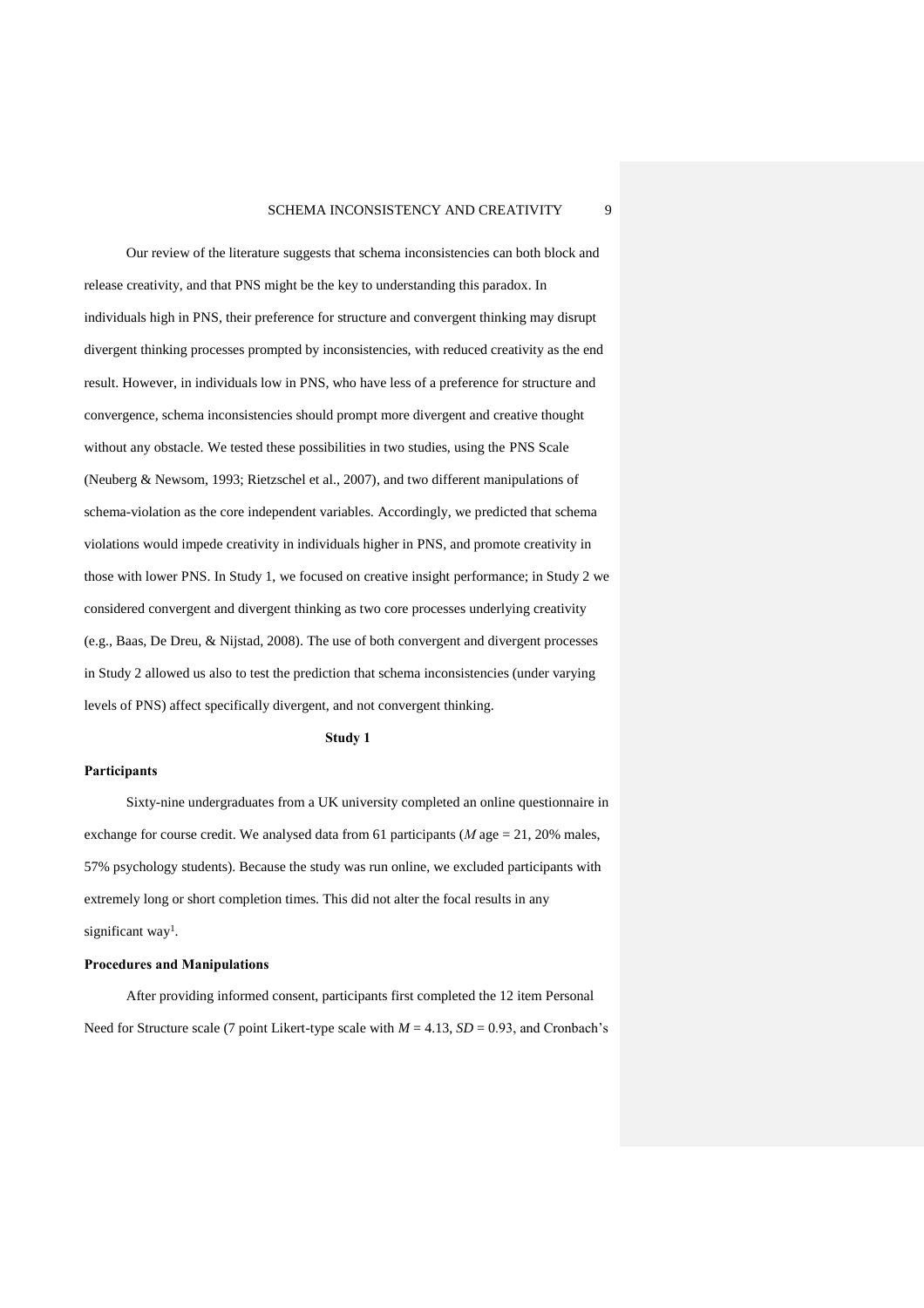Our review of the literature suggests that schema inconsistencies can both block and release creativity, and that PNS might be the key to understanding this paradox. In individuals high in PNS, their preference for structure and convergent thinking may disrupt divergent thinking processes prompted by inconsistencies, with reduced creativity as the end result. However, in individuals low in PNS, who have less of a preference for structure and convergence, schema inconsistencies should prompt more divergent and creative thought without any obstacle. We tested these possibilities in two studies, using the PNS Scale (Neuberg & Newsom, 1993; Rietzschel et al., 2007), and two different manipulations of schema-violation as the core independent variables. Accordingly, we predicted that schema violations would impede creativity in individuals higher in PNS, and promote creativity in those with lower PNS. In Study 1, we focused on creative insight performance; in Study 2 we considered convergent and divergent thinking as two core processes underlying creativity (e.g., Baas, De Dreu, & Nijstad, 2008). The use of both convergent and divergent processes in Study 2 allowed us also to test the prediction that schema inconsistencies (under varying levels of PNS) affect specifically divergent, and not convergent thinking.

## Study 1

### Participants

Sixty-nine undergraduates from a UK university completed an online questionnaire in exchange for course credit. We analysed data from 61 participants (*M* age = 21, 20% males, 57% psychology students). Because the study was run online, we excluded participants with extremely long or short completion times. This did not alter the focal results in any significant way[1].

### Procedures and Manipulations

After providing informed consent, participants first completed the 12 item Personal Need for Structure scale (7 point Likert-type scale with $M = 4.13$, $SD = 0.93$, and Cronbach's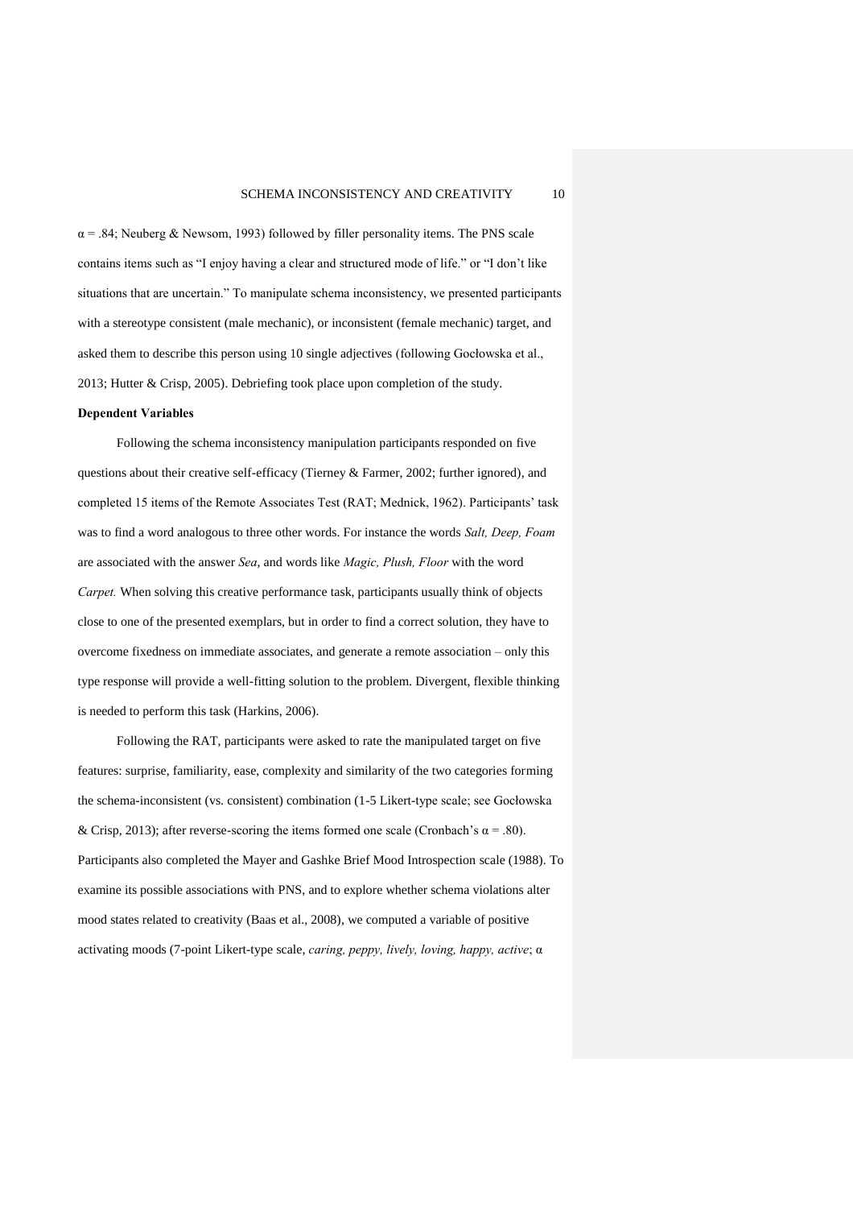$\alpha$ = .84; Neuberg & Newsom, 1993) followed by filler personality items. The PNS scale contains items such as "I enjoy having a clear and structured mode of life." or "I don't like situations that are uncertain." To manipulate schema inconsistency, we presented participants with a stereotype consistent (male mechanic), or inconsistent (female mechanic) target, and asked them to describe this person using 10 single adjectives (following Gocłowska et al., 2013; Hutter & Crisp, 2005). Debriefing took place upon completion of the study.

**Dependent Variables**

Following the schema inconsistency manipulation participants responded on five questions about their creative self-efficacy (Tierney & Farmer, 2002; further ignored), and completed 15 items of the Remote Associates Test (RAT; Mednick, 1962). Participants' task was to find a word analogous to three other words. For instance the words *Salt, Deep, Foam* are associated with the answer *Sea*, and words like *Magic, Plush, Floor* with the word *Carpet.* When solving this creative performance task, participants usually think of objects close to one of the presented exemplars, but in order to find a correct solution, they have to overcome fixedness on immediate associates, and generate a remote association – only this type response will provide a well-fitting solution to the problem. Divergent, flexible thinking is needed to perform this task (Harkins, 2006).

Following the RAT, participants were asked to rate the manipulated target on five features: surprise, familiarity, ease, complexity and similarity of the two categories forming the schema-inconsistent (vs. consistent) combination (1-5 Likert-type scale; see Gocłowska & Crisp, 2013); after reverse-scoring the items formed one scale (Cronbach's $\alpha$ = .80). Participants also completed the Mayer and Gashke Brief Mood Introspection scale (1988). To examine its possible associations with PNS, and to explore whether schema violations alter mood states related to creativity (Baas et al., 2008), we computed a variable of positive activating moods (7-point Likert-type scale, *caring, peppy, lively, loving, happy, active*; $\alpha$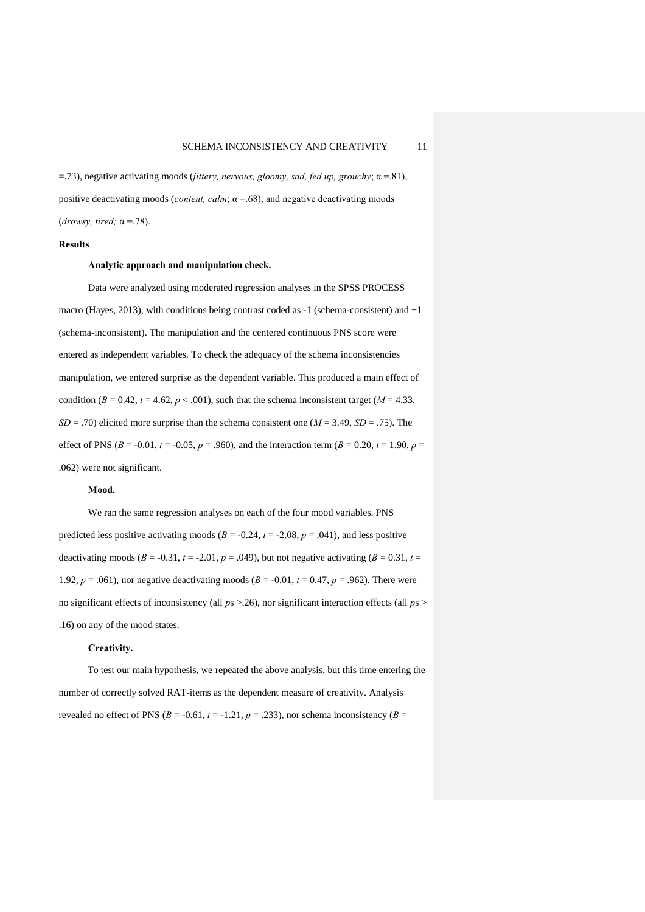=.73), negative activating moods (*jittery, nervous, gloomy, sad, fed up, grouchy*; α =.81), positive deactivating moods (*content, calm*; α =.68), and negative deactivating moods (*drowsy, tired;* α =.78).

## Results

### Analytic approach and manipulation check.

Data were analyzed using moderated regression analyses in the SPSS PROCESS macro (Hayes, 2013), with conditions being contrast coded as -1 (schema-consistent) and +1 (schema-inconsistent). The manipulation and the centered continuous PNS score were entered as independent variables. To check the adequacy of the schema inconsistencies manipulation, we entered surprise as the dependent variable. This produced a main effect of condition ($B = 0.42$, $t = 4.62$, $p < .001$), such that the schema inconsistent target ($M = 4.33$, $SD = .70$) elicited more surprise than the schema consistent one ($M = 3.49$, $SD = .75$). The effect of PNS ($B = -0.01$, $t = -0.05$, $p = .960$), and the interaction term ($B = 0.20$, $t = 1.90$, $p = .062$) were not significant.

### Mood.

We ran the same regression analyses on each of the four mood variables. PNS predicted less positive activating moods ($B = -0.24$, $t = -2.08$, $p = .041$), and less positive deactivating moods ($B = -0.31$, $t = -2.01$, $p = .049$), but not negative activating ($B = 0.31$, $t = 1.92$, $p = .061$), nor negative deactivating moods ($B = -0.01$, $t = 0.47$, $p = .962$). There were no significant effects of inconsistency (all $p$s >.26), nor significant interaction effects (all $p$s > .16) on any of the mood states.

### Creativity.

To test our main hypothesis, we repeated the above analysis, but this time entering the number of correctly solved RAT-items as the dependent measure of creativity. Analysis revealed no effect of PNS ($B = -0.61$, $t = -1.21$, $p = .233$), nor schema inconsistency ($B =$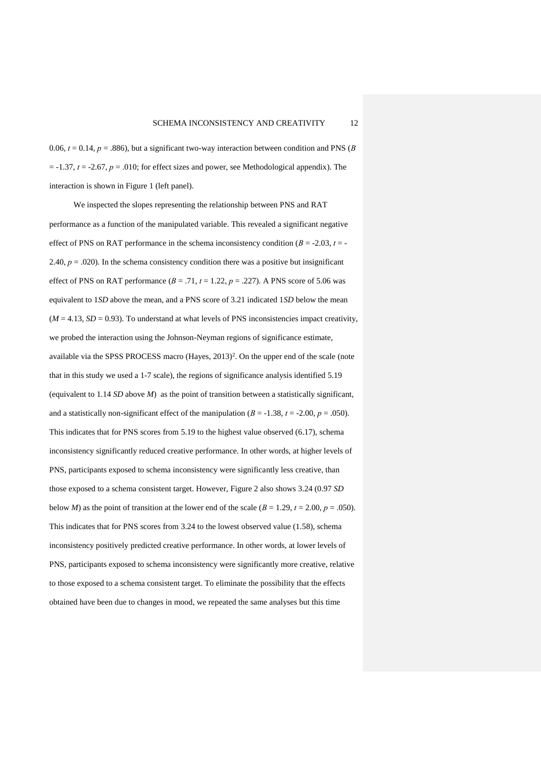0.06, $t$ = 0.14, $p$ = .886), but a significant two-way interaction between condition and PNS ($B$ = -1.37, $t$ = -2.67, $p$ = .010; for effect sizes and power, see Methodological appendix). The interaction is shown in Figure 1 (left panel).

We inspected the slopes representing the relationship between PNS and RAT performance as a function of the manipulated variable. This revealed a significant negative effect of PNS on RAT performance in the schema inconsistency condition ($B$ = -2.03, $t$ = -2.40, $p$ = .020). In the schema consistency condition there was a positive but insignificant effect of PNS on RAT performance ($B$ = .71, $t$ = 1.22, $p$ = .227). A PNS score of 5.06 was equivalent to 1$SD$ above the mean, and a PNS score of 3.21 indicated 1$SD$ below the mean ($M$ = 4.13, $SD$ = 0.93). To understand at what levels of PNS inconsistencies impact creativity, we probed the interaction using the Johnson-Neyman regions of significance estimate, available via the SPSS PROCESS macro (Hayes, 2013)[2]. On the upper end of the scale (note that in this study we used a 1-7 scale), the regions of significance analysis identified 5.19 (equivalent to 1.14 $SD$ above $M$) as the point of transition between a statistically significant, and a statistically non-significant effect of the manipulation ($B$ = -1.38, $t$ = -2.00, $p$ = .050). This indicates that for PNS scores from 5.19 to the highest value observed (6.17), schema inconsistency significantly reduced creative performance. In other words, at higher levels of PNS, participants exposed to schema inconsistency were significantly less creative, than those exposed to a schema consistent target. However, Figure 2 also shows 3.24 (0.97 $SD$ below $M$) as the point of transition at the lower end of the scale ($B$ = 1.29, $t$ = 2.00, $p$ = .050). This indicates that for PNS scores from 3.24 to the lowest observed value (1.58), schema inconsistency positively predicted creative performance. In other words, at lower levels of PNS, participants exposed to schema inconsistency were significantly more creative, relative to those exposed to a schema consistent target. To eliminate the possibility that the effects obtained have been due to changes in mood, we repeated the same analyses but this time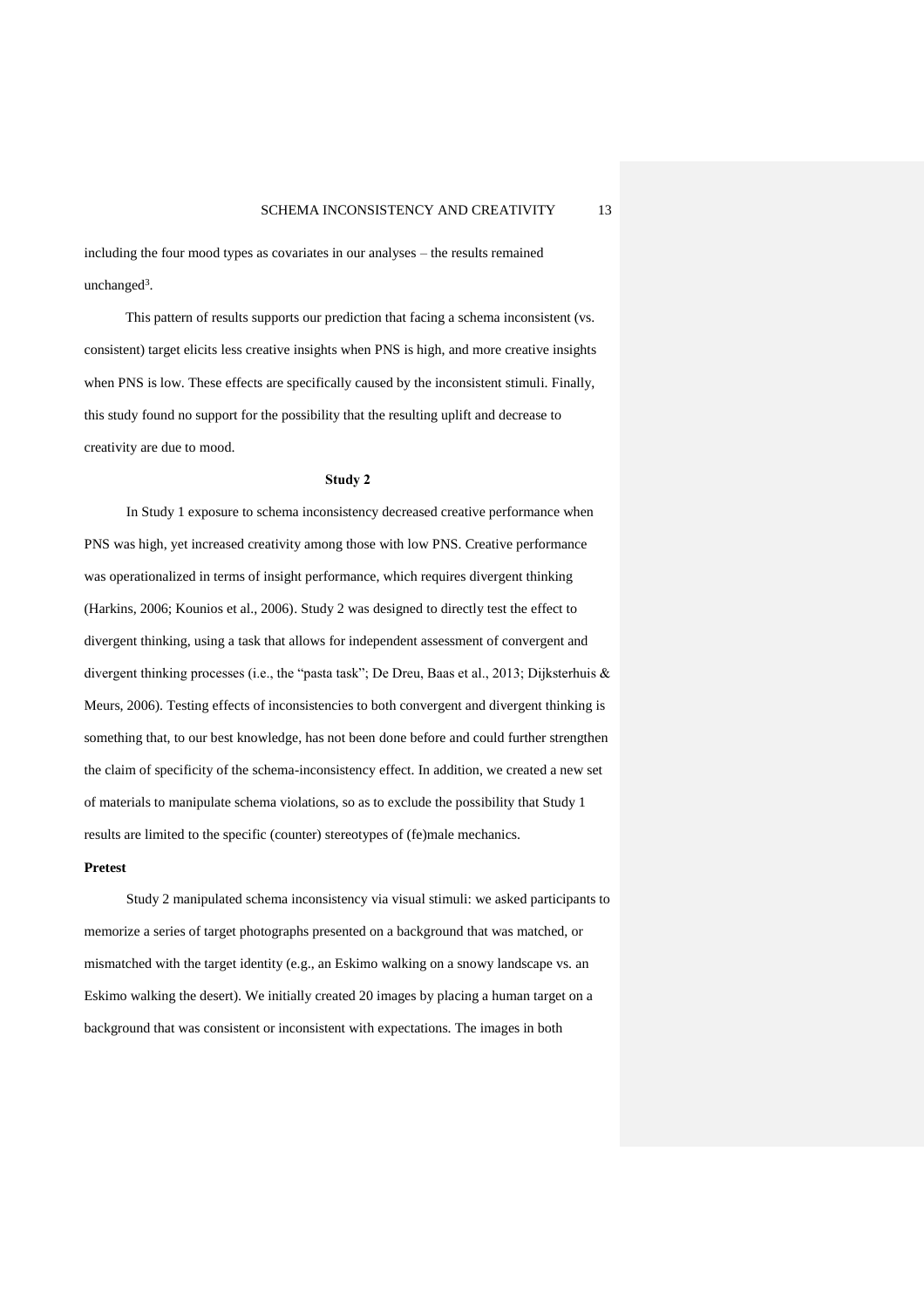including the four mood types as covariates in our analyses – the results remained unchanged[3].

This pattern of results supports our prediction that facing a schema inconsistent (vs. consistent) target elicits less creative insights when PNS is high, and more creative insights when PNS is low. These effects are specifically caused by the inconsistent stimuli. Finally, this study found no support for the possibility that the resulting uplift and decrease to creativity are due to mood.

## Study 2

In Study 1 exposure to schema inconsistency decreased creative performance when PNS was high, yet increased creativity among those with low PNS. Creative performance was operationalized in terms of insight performance, which requires divergent thinking (Harkins, 2006; Kounios et al., 2006). Study 2 was designed to directly test the effect to divergent thinking, using a task that allows for independent assessment of convergent and divergent thinking processes (i.e., the "pasta task"; De Dreu, Baas et al., 2013; Dijksterhuis & Meurs, 2006). Testing effects of inconsistencies to both convergent and divergent thinking is something that, to our best knowledge, has not been done before and could further strengthen the claim of specificity of the schema-inconsistency effect. In addition, we created a new set of materials to manipulate schema violations, so as to exclude the possibility that Study 1 results are limited to the specific (counter) stereotypes of (fe)male mechanics.

### Pretest

Study 2 manipulated schema inconsistency via visual stimuli: we asked participants to memorize a series of target photographs presented on a background that was matched, or mismatched with the target identity (e.g., an Eskimo walking on a snowy landscape vs. an Eskimo walking the desert). We initially created 20 images by placing a human target on a background that was consistent or inconsistent with expectations. The images in both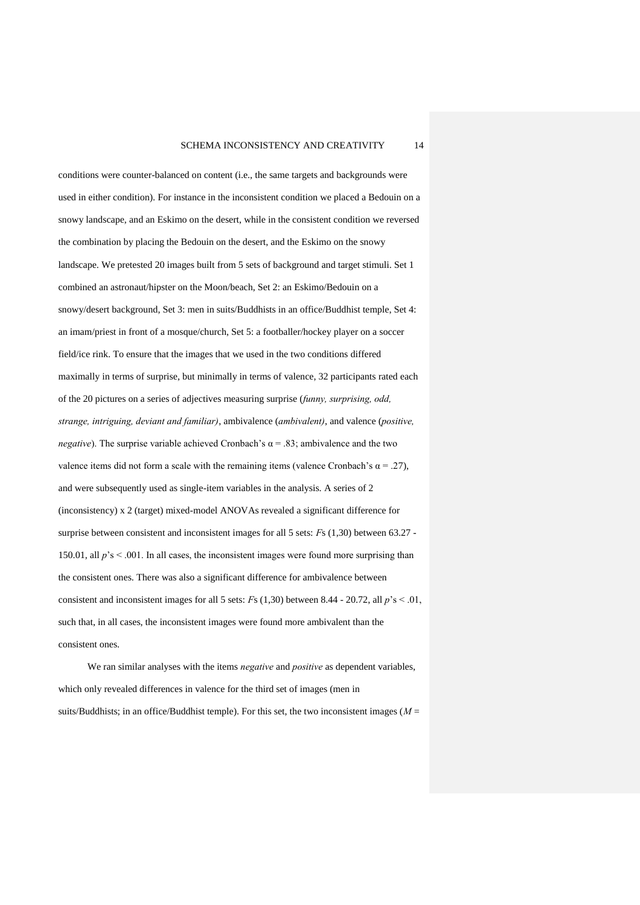conditions were counter-balanced on content (i.e., the same targets and backgrounds were used in either condition). For instance in the inconsistent condition we placed a Bedouin on a snowy landscape, and an Eskimo on the desert, while in the consistent condition we reversed the combination by placing the Bedouin on the desert, and the Eskimo on the snowy landscape. We pretested 20 images built from 5 sets of background and target stimuli. Set 1 combined an astronaut/hipster on the Moon/beach, Set 2: an Eskimo/Bedouin on a snowy/desert background, Set 3: men in suits/Buddhists in an office/Buddhist temple, Set 4: an imam/priest in front of a mosque/church, Set 5: a footballer/hockey player on a soccer field/ice rink. To ensure that the images that we used in the two conditions differed maximally in terms of surprise, but minimally in terms of valence, 32 participants rated each of the 20 pictures on a series of adjectives measuring surprise (*funny, surprising, odd, strange, intriguing, deviant and familiar)*, ambivalence (*ambivalent)*, and valence (*positive, negative*). The surprise variable achieved Cronbach's $\alpha = .83$; ambivalence and the two valence items did not form a scale with the remaining items (valence Cronbach's $\alpha = .27$), and were subsequently used as single-item variables in the analysis. A series of 2 (inconsistency) x 2 (target) mixed-model ANOVAs revealed a significant difference for surprise between consistent and inconsistent images for all 5 sets: $F$s $(1,30)$ between 63.27 - 150.01, all $p$'s $< .001$. In all cases, the inconsistent images were found more surprising than the consistent ones. There was also a significant difference for ambivalence between consistent and inconsistent images for all 5 sets: $F$s $(1,30)$ between 8.44 - 20.72, all $p$'s $< .01$, such that, in all cases, the inconsistent images were found more ambivalent than the consistent ones.

We ran similar analyses with the items *negative* and *positive* as dependent variables, which only revealed differences in valence for the third set of images (men in suits/Buddhists; in an office/Buddhist temple). For this set, the two inconsistent images ($M =$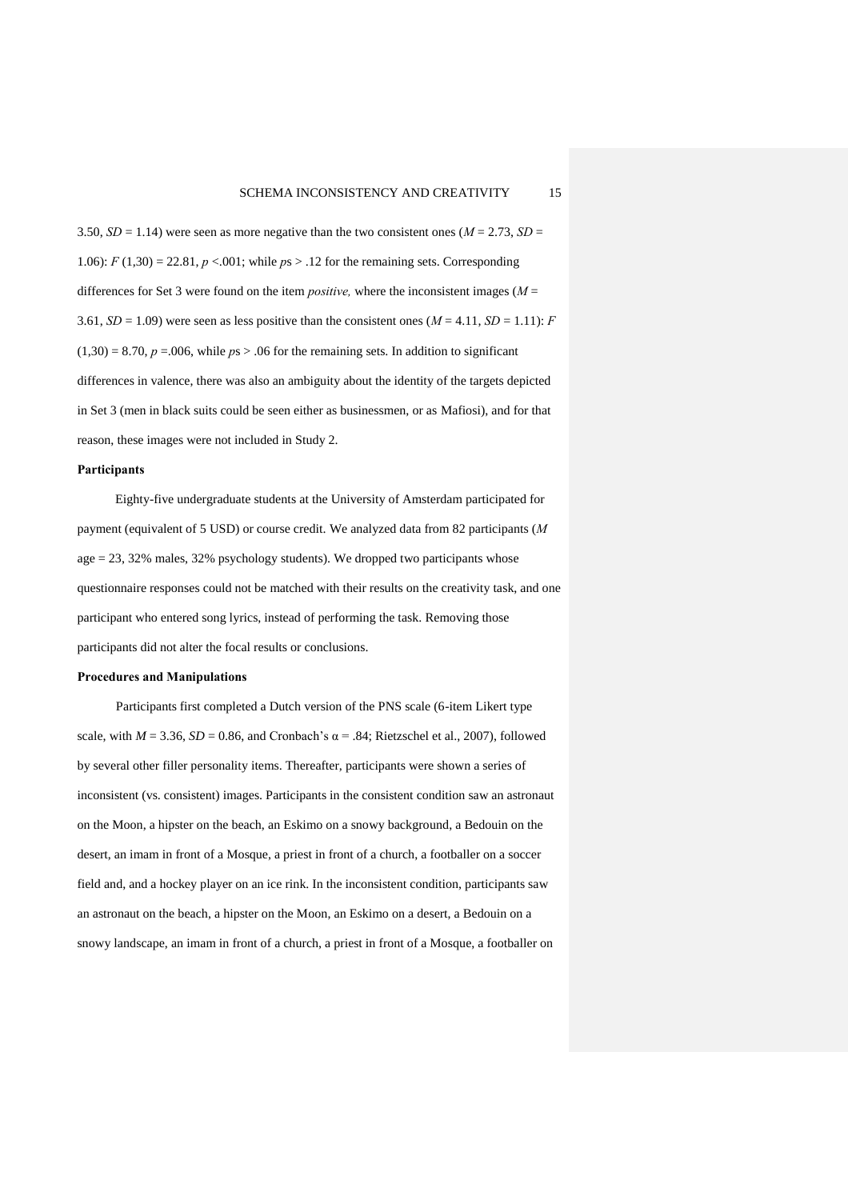3.50, $SD = 1.14$) were seen as more negative than the two consistent ones ($M = 2.73$, $SD = 1.06$): $F(1,30) = 22.81$, $p < .001$; while $p$s $> .12$ for the remaining sets. Corresponding differences for Set 3 were found on the item *positive,* where the inconsistent images ($M = 3.61$, $SD = 1.09$) were seen as less positive than the consistent ones ($M = 4.11$, $SD = 1.11$): $F(1,30) = 8.70$, $p = .006$, while $p$s $> .06$ for the remaining sets. In addition to significant differences in valence, there was also an ambiguity about the identity of the targets depicted in Set 3 (men in black suits could be seen either as businessmen, or as Mafiosi), and for that reason, these images were not included in Study 2.

**Participants**

Eighty-five undergraduate students at the University of Amsterdam participated for payment (equivalent of 5 USD) or course credit. We analyzed data from 82 participants ($M$ age = 23, 32% males, 32% psychology students). We dropped two participants whose questionnaire responses could not be matched with their results on the creativity task, and one participant who entered song lyrics, instead of performing the task. Removing those participants did not alter the focal results or conclusions.

**Procedures and Manipulations**

Participants first completed a Dutch version of the PNS scale (6-item Likert type scale, with $M = 3.36$, $SD = 0.86$, and Cronbach's $\alpha = .84$; Rietzschel et al., 2007), followed by several other filler personality items. Thereafter, participants were shown a series of inconsistent (vs. consistent) images. Participants in the consistent condition saw an astronaut on the Moon, a hipster on the beach, an Eskimo on a snowy background, a Bedouin on the desert, an imam in front of a Mosque, a priest in front of a church, a footballer on a soccer field and, and a hockey player on an ice rink. In the inconsistent condition, participants saw an astronaut on the beach, a hipster on the Moon, an Eskimo on a desert, a Bedouin on a snowy landscape, an imam in front of a church, a priest in front of a Mosque, a footballer on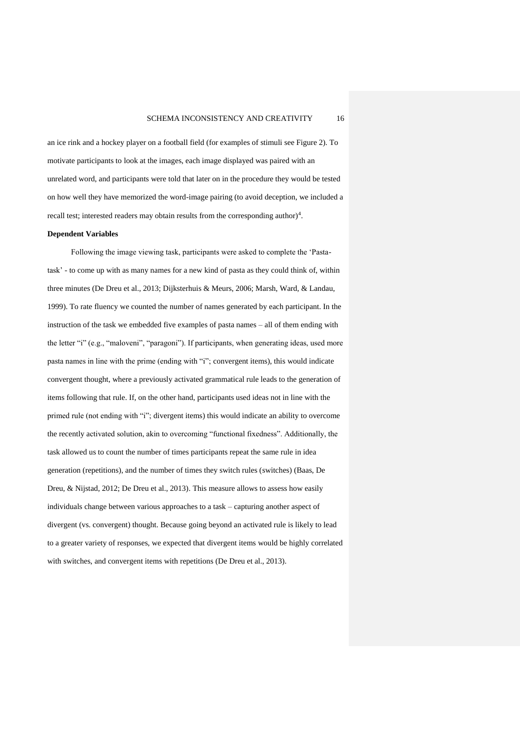an ice rink and a hockey player on a football field (for examples of stimuli see Figure 2). To motivate participants to look at the images, each image displayed was paired with an unrelated word, and participants were told that later on in the procedure they would be tested on how well they have memorized the word-image pairing (to avoid deception, we included a recall test; interested readers may obtain results from the corresponding author)[4].

**Dependent Variables**

Following the image viewing task, participants were asked to complete the 'Pasta-task' - to come up with as many names for a new kind of pasta as they could think of, within three minutes (De Dreu et al., 2013; Dijksterhuis & Meurs, 2006; Marsh, Ward, & Landau, 1999). To rate fluency we counted the number of names generated by each participant. In the instruction of the task we embedded five examples of pasta names – all of them ending with the letter "i" (e.g., "maloveni", "paragoni"). If participants, when generating ideas, used more pasta names in line with the prime (ending with "i"; convergent items), this would indicate convergent thought, where a previously activated grammatical rule leads to the generation of items following that rule. If, on the other hand, participants used ideas not in line with the primed rule (not ending with "i"; divergent items) this would indicate an ability to overcome the recently activated solution, akin to overcoming "functional fixedness". Additionally, the task allowed us to count the number of times participants repeat the same rule in idea generation (repetitions), and the number of times they switch rules (switches) (Baas, De Dreu, & Nijstad, 2012; De Dreu et al., 2013). This measure allows to assess how easily individuals change between various approaches to a task – capturing another aspect of divergent (vs. convergent) thought. Because going beyond an activated rule is likely to lead to a greater variety of responses, we expected that divergent items would be highly correlated with switches, and convergent items with repetitions (De Dreu et al., 2013).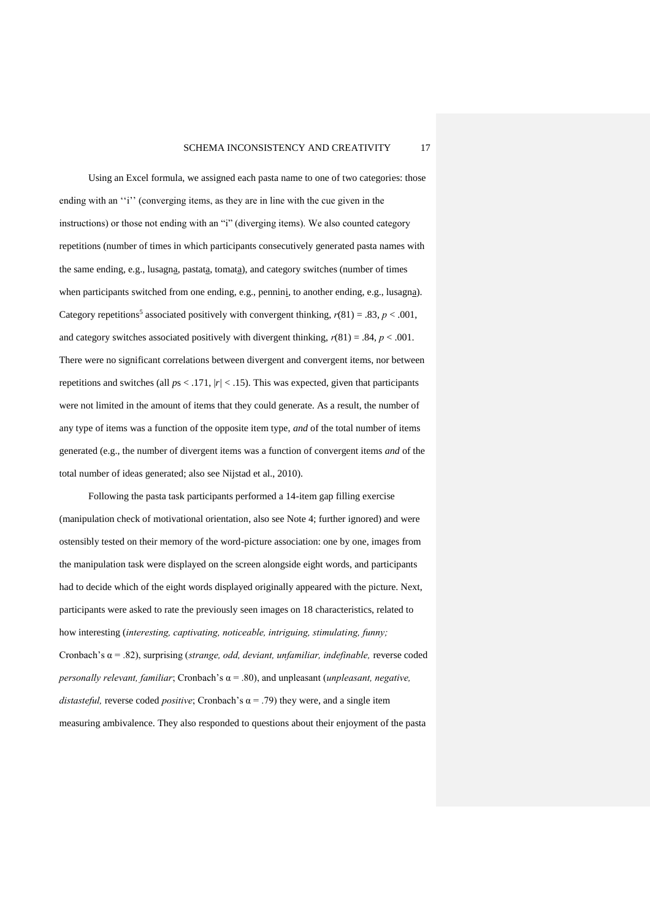Using an Excel formula, we assigned each pasta name to one of two categories: those ending with an ''i'' (converging items, as they are in line with the cue given in the instructions) or those not ending with an "i" (diverging items). We also counted category repetitions (number of times in which participants consecutively generated pasta names with the same ending, e.g., lusagna, pastata, tomata), and category switches (number of times when participants switched from one ending, e.g., pennini, to another ending, e.g., lusagna). Category repetitions[5] associated positively with convergent thinking, $r(81) = .83$, $p < .001$, and category switches associated positively with divergent thinking, $r(81) = .84$, $p < .001$. There were no significant correlations between divergent and convergent items, nor between repetitions and switches (all $p$s $< .171$, $|r| < .15$). This was expected, given that participants were not limited in the amount of items that they could generate. As a result, the number of any type of items was a function of the opposite item type, *and* of the total number of items generated (e.g., the number of divergent items was a function of convergent items *and* of the total number of ideas generated; also see Nijstad et al., 2010).

Following the pasta task participants performed a 14-item gap filling exercise (manipulation check of motivational orientation, also see Note 4; further ignored) and were ostensibly tested on their memory of the word-picture association: one by one, images from the manipulation task were displayed on the screen alongside eight words, and participants had to decide which of the eight words displayed originally appeared with the picture. Next, participants were asked to rate the previously seen images on 18 characteristics, related to how interesting (*interesting, captivating, noticeable, intriguing, stimulating, funny;* Cronbach's $\alpha = .82$), surprising (*strange, odd, deviant, unfamiliar, indefinable,* reverse coded *personally relevant, familiar*; Cronbach's $\alpha = .80$), and unpleasant (*unpleasant, negative, distasteful,* reverse coded *positive*; Cronbach's $\alpha = .79$) they were, and a single item measuring ambivalence. They also responded to questions about their enjoyment of the pasta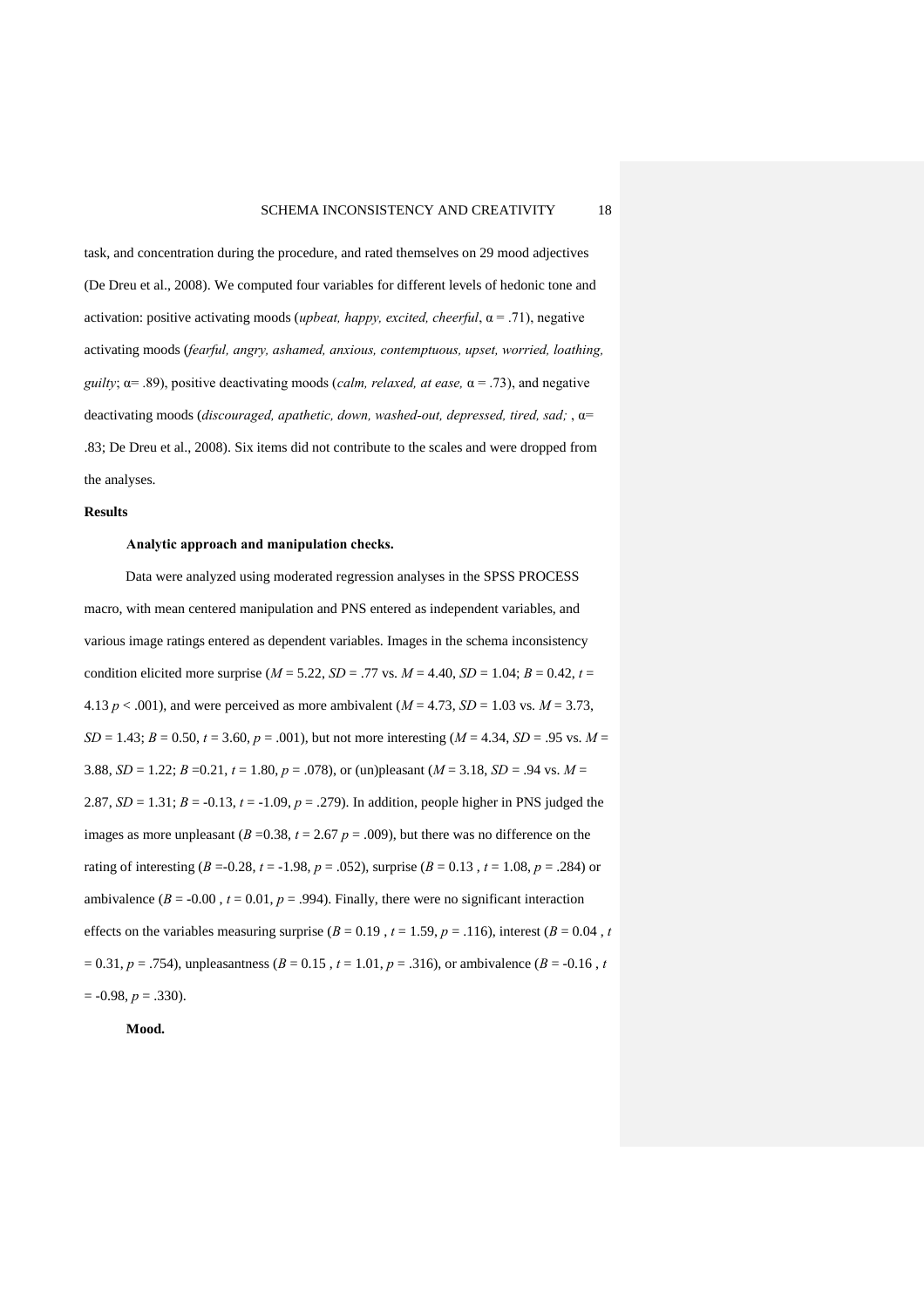task, and concentration during the procedure, and rated themselves on 29 mood adjectives (De Dreu et al., 2008). We computed four variables for different levels of hedonic tone and activation: positive activating moods (*upbeat, happy, excited, cheerful*, $\alpha = .71$), negative activating moods (*fearful, angry, ashamed, anxious, contemptuous, upset, worried, loathing, guilty*; $\alpha = .89$), positive deactivating moods (*calm, relaxed, at ease,* $\alpha = .73$), and negative deactivating moods (*discouraged, apathetic, down, washed-out, depressed, tired, sad;* , $\alpha = .83$; De Dreu et al., 2008). Six items did not contribute to the scales and were dropped from the analyses.

## Results

### Analytic approach and manipulation checks.

Data were analyzed using moderated regression analyses in the SPSS PROCESS macro, with mean centered manipulation and PNS entered as independent variables, and various image ratings entered as dependent variables. Images in the schema inconsistency condition elicited more surprise ($M = 5.22$, $SD = .77$ vs. $M = 4.40$, $SD = 1.04$; $B = 0.42$, $t = 4.13$ $p < .001$), and were perceived as more ambivalent ($M = 4.73$, $SD = 1.03$ vs. $M = 3.73$, $SD = 1.43$; $B = 0.50$, $t = 3.60$, $p = .001$), but not more interesting ($M = 4.34$, $SD = .95$ vs. $M = 3.88$, $SD = 1.22$; $B = 0.21$, $t = 1.80$, $p = .078$), or (un)pleasant ($M = 3.18$, $SD = .94$ vs. $M = 2.87$, $SD = 1.31$; $B = -0.13$, $t = -1.09$, $p = .279$). In addition, people higher in PNS judged the images as more unpleasant ($B = 0.38$, $t = 2.67$ $p = .009$), but there was no difference on the rating of interesting ($B = -0.28$, $t = -1.98$, $p = .052$), surprise ($B = 0.13$ , $t = 1.08$, $p = .284$) or ambivalence ($B = -0.00$ , $t = 0.01$, $p = .994$). Finally, there were no significant interaction effects on the variables measuring surprise ($B = 0.19$ , $t = 1.59$, $p = .116$), interest ($B = 0.04$ , $t = 0.31$, $p = .754$), unpleasantness ($B = 0.15$ , $t = 1.01$, $p = .316$), or ambivalence ($B = -0.16$ , $t = -0.98$, $p = .330$).

### Mood.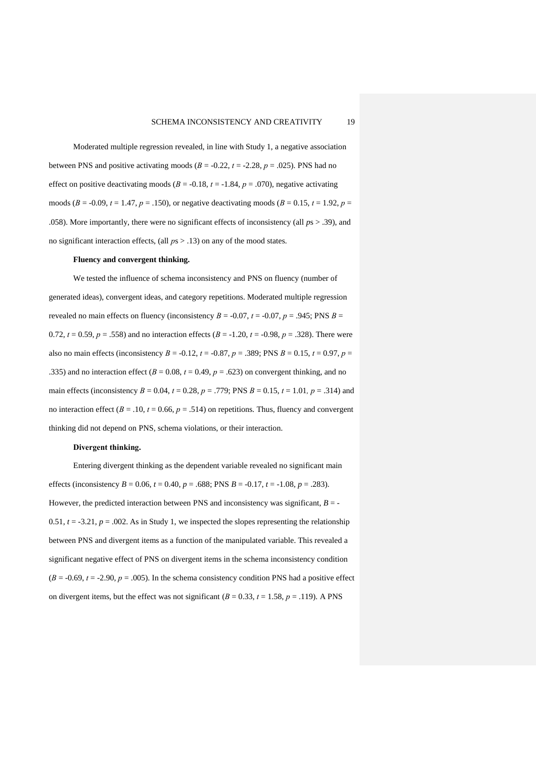Moderated multiple regression revealed, in line with Study 1, a negative association between PNS and positive activating moods ($B = -0.22$, $t = -2.28$, $p = .025$). PNS had no effect on positive deactivating moods ($B = -0.18$, $t = -1.84$, $p = .070$), negative activating moods ($B = -0.09$, $t = 1.47$, $p = .150$), or negative deactivating moods ($B = 0.15$, $t = 1.92$, $p = .058$). More importantly, there were no significant effects of inconsistency (all $p$s $> .39$), and no significant interaction effects, (all $p$s $> .13$) on any of the mood states.

**Fluency and convergent thinking.**

We tested the influence of schema inconsistency and PNS on fluency (number of generated ideas), convergent ideas, and category repetitions. Moderated multiple regression revealed no main effects on fluency (inconsistency $B = -0.07$, $t = -0.07$, $p = .945$; PNS $B = 0.72$, $t = 0.59$, $p = .558$) and no interaction effects ($B = -1.20$, $t = -0.98$, $p = .328$). There were also no main effects (inconsistency $B = -0.12$, $t = -0.87$, $p = .389$; PNS $B = 0.15$, $t = 0.97$, $p = .335$) and no interaction effect ($B = 0.08$, $t = 0.49$, $p = .623$) on convergent thinking, and no main effects (inconsistency $B = 0.04$, $t = 0.28$, $p = .779$; PNS $B = 0.15$, $t = 1.01$, $p = .314$) and no interaction effect ($B = .10$, $t = 0.66$, $p = .514$) on repetitions. Thus, fluency and convergent thinking did not depend on PNS, schema violations, or their interaction.

**Divergent thinking.**

Entering divergent thinking as the dependent variable revealed no significant main effects (inconsistency $B = 0.06$, $t = 0.40$, $p = .688$; PNS $B = -0.17$, $t = -1.08$, $p = .283$). However, the predicted interaction between PNS and inconsistency was significant, $B = -0.51$, $t = -3.21$, $p = .002$. As in Study 1, we inspected the slopes representing the relationship between PNS and divergent items as a function of the manipulated variable. This revealed a significant negative effect of PNS on divergent items in the schema inconsistency condition ($B = -0.69$, $t = -2.90$, $p = .005$). In the schema consistency condition PNS had a positive effect on divergent items, but the effect was not significant ($B = 0.33$, $t = 1.58$, $p = .119$). A PNS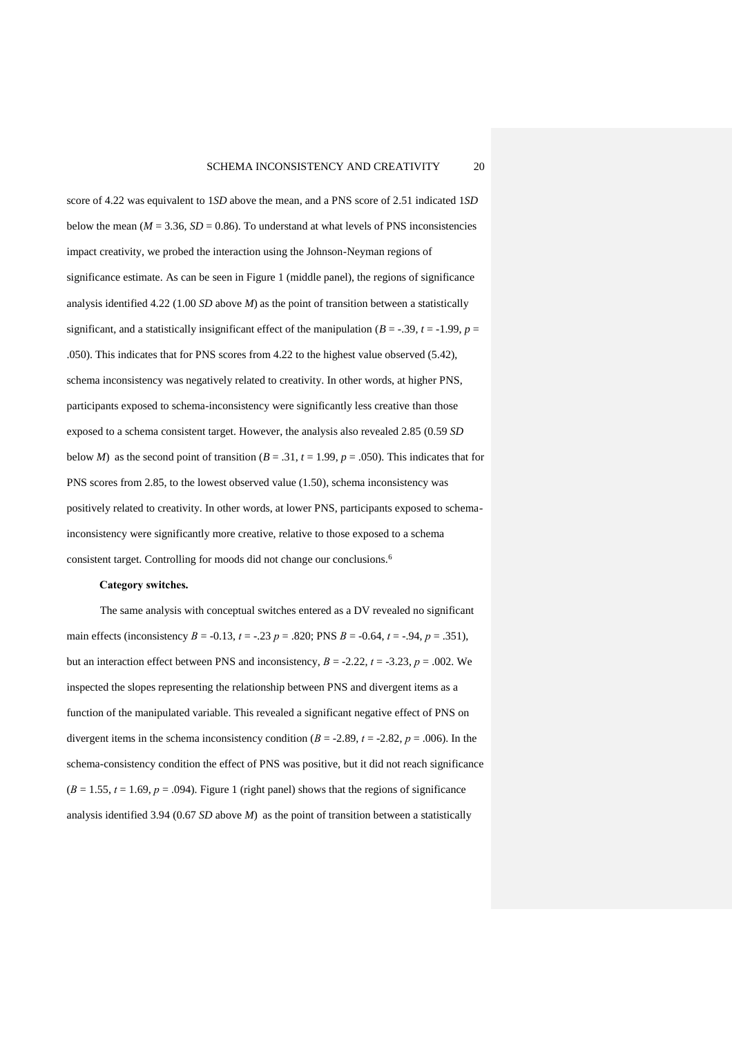score of 4.22 was equivalent to 1*SD* above the mean, and a PNS score of 2.51 indicated 1*SD* below the mean ($M$ = 3.36, $SD$ = 0.86). To understand at what levels of PNS inconsistencies impact creativity, we probed the interaction using the Johnson-Neyman regions of significance estimate. As can be seen in Figure 1 (middle panel), the regions of significance analysis identified 4.22 (1.00 *SD* above *M*) as the point of transition between a statistically significant, and a statistically insignificant effect of the manipulation ($B$ = -.39, $t$ = -1.99, $p$ = .050). This indicates that for PNS scores from 4.22 to the highest value observed (5.42), schema inconsistency was negatively related to creativity. In other words, at higher PNS, participants exposed to schema-inconsistency were significantly less creative than those exposed to a schema consistent target. However, the analysis also revealed 2.85 (0.59 *SD* below *M*) as the second point of transition ($B$ = .31, $t$ = 1.99, $p$ = .050). This indicates that for PNS scores from 2.85, to the lowest observed value (1.50), schema inconsistency was positively related to creativity. In other words, at lower PNS, participants exposed to schema-inconsistency were significantly more creative, relative to those exposed to a schema consistent target. Controlling for moods did not change our conclusions.[6]

**Category switches.**

The same analysis with conceptual switches entered as a DV revealed no significant main effects (inconsistency $B$ = -0.13, $t$ = -.23 $p$ = .820; PNS $B$ = -0.64, $t$ = -.94, $p$ = .351), but an interaction effect between PNS and inconsistency, $B$ = -2.22, $t$ = -3.23, $p$ = .002. We inspected the slopes representing the relationship between PNS and divergent items as a function of the manipulated variable. This revealed a significant negative effect of PNS on divergent items in the schema inconsistency condition ($B$ = -2.89, $t$ = -2.82, $p$ = .006). In the schema-consistency condition the effect of PNS was positive, but it did not reach significance ($B$ = 1.55, $t$ = 1.69, $p$ = .094). Figure 1 (right panel) shows that the regions of significance analysis identified 3.94 (0.67 *SD* above *M*) as the point of transition between a statistically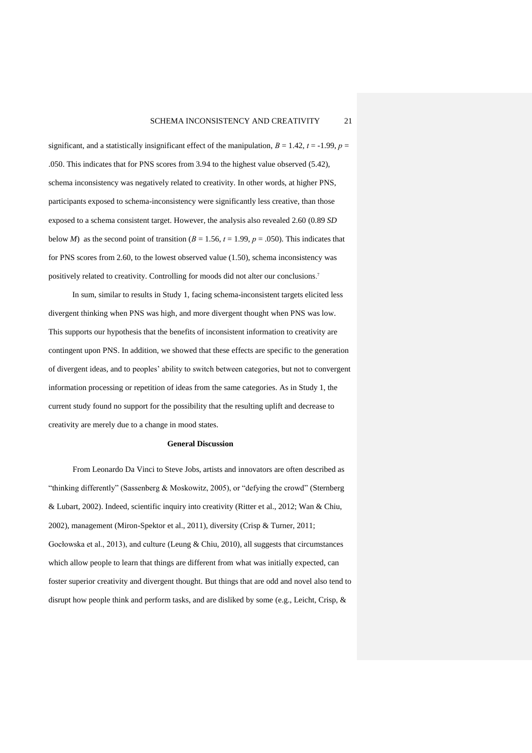significant, and a statistically insignificant effect of the manipulation, $B = 1.42$, $t = -1.99$, $p = .050$. This indicates that for PNS scores from 3.94 to the highest value observed (5.42), schema inconsistency was negatively related to creativity. In other words, at higher PNS, participants exposed to schema-inconsistency were significantly less creative, than those exposed to a schema consistent target. However, the analysis also revealed 2.60 (0.89 *SD* below *M*) as the second point of transition ($B = 1.56$, $t = 1.99$, $p = .050$). This indicates that for PNS scores from 2.60, to the lowest observed value (1.50), schema inconsistency was positively related to creativity. Controlling for moods did not alter our conclusions.[7]

In sum, similar to results in Study 1, facing schema-inconsistent targets elicited less divergent thinking when PNS was high, and more divergent thought when PNS was low. This supports our hypothesis that the benefits of inconsistent information to creativity are contingent upon PNS. In addition, we showed that these effects are specific to the generation of divergent ideas, and to peoples' ability to switch between categories, but not to convergent information processing or repetition of ideas from the same categories. As in Study 1, the current study found no support for the possibility that the resulting uplift and decrease to creativity are merely due to a change in mood states.

## General Discussion

From Leonardo Da Vinci to Steve Jobs, artists and innovators are often described as "thinking differently" (Sassenberg & Moskowitz, 2005), or "defying the crowd" (Sternberg & Lubart, 2002). Indeed, scientific inquiry into creativity (Ritter et al., 2012; Wan & Chiu, 2002), management (Miron-Spektor et al., 2011), diversity (Crisp & Turner, 2011; Gocłowska et al., 2013), and culture (Leung & Chiu, 2010), all suggests that circumstances which allow people to learn that things are different from what was initially expected, can foster superior creativity and divergent thought. But things that are odd and novel also tend to disrupt how people think and perform tasks, and are disliked by some (e.g., Leicht, Crisp, &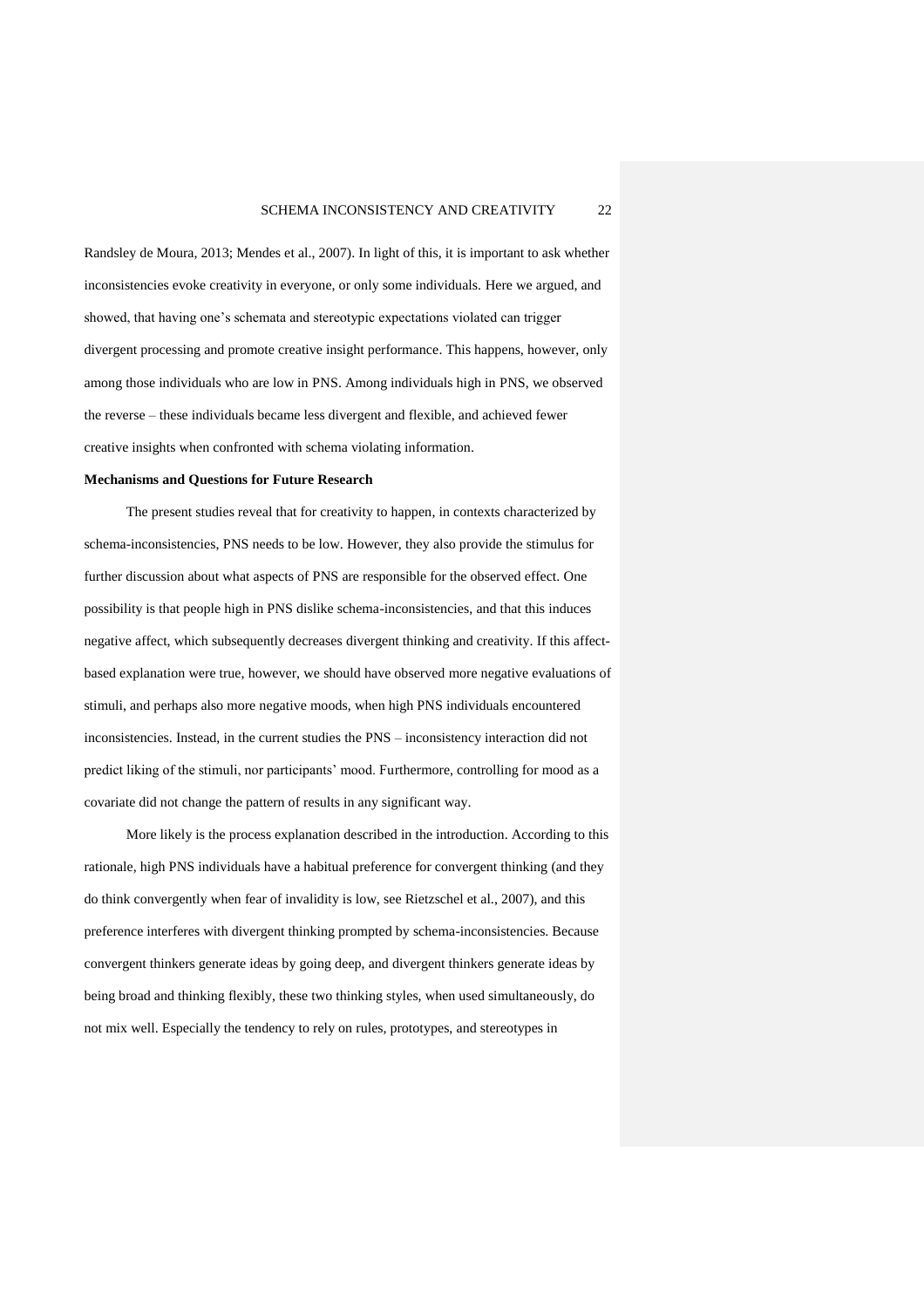Randsley de Moura, 2013; Mendes et al., 2007). In light of this, it is important to ask whether inconsistencies evoke creativity in everyone, or only some individuals. Here we argued, and showed, that having one's schemata and stereotypic expectations violated can trigger divergent processing and promote creative insight performance. This happens, however, only among those individuals who are low in PNS. Among individuals high in PNS, we observed the reverse – these individuals became less divergent and flexible, and achieved fewer creative insights when confronted with schema violating information.

**Mechanisms and Questions for Future Research**

The present studies reveal that for creativity to happen, in contexts characterized by schema-inconsistencies, PNS needs to be low. However, they also provide the stimulus for further discussion about what aspects of PNS are responsible for the observed effect. One possibility is that people high in PNS dislike schema-inconsistencies, and that this induces negative affect, which subsequently decreases divergent thinking and creativity. If this affect-based explanation were true, however, we should have observed more negative evaluations of stimuli, and perhaps also more negative moods, when high PNS individuals encountered inconsistencies. Instead, in the current studies the PNS – inconsistency interaction did not predict liking of the stimuli, nor participants' mood. Furthermore, controlling for mood as a covariate did not change the pattern of results in any significant way.

More likely is the process explanation described in the introduction. According to this rationale, high PNS individuals have a habitual preference for convergent thinking (and they do think convergently when fear of invalidity is low, see Rietzschel et al., 2007), and this preference interferes with divergent thinking prompted by schema-inconsistencies. Because convergent thinkers generate ideas by going deep, and divergent thinkers generate ideas by being broad and thinking flexibly, these two thinking styles, when used simultaneously, do not mix well. Especially the tendency to rely on rules, prototypes, and stereotypes in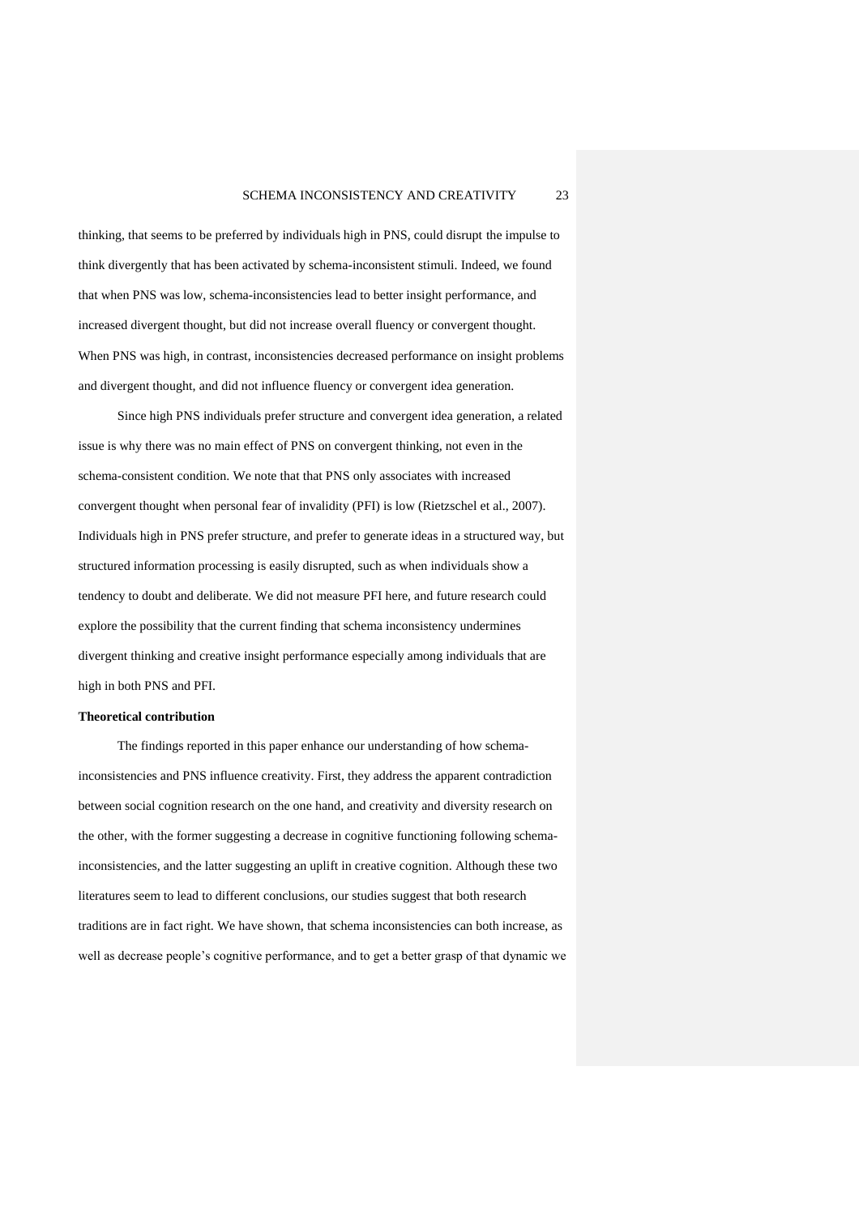thinking, that seems to be preferred by individuals high in PNS, could disrupt the impulse to think divergently that has been activated by schema-inconsistent stimuli. Indeed, we found that when PNS was low, schema-inconsistencies lead to better insight performance, and increased divergent thought, but did not increase overall fluency or convergent thought. When PNS was high, in contrast, inconsistencies decreased performance on insight problems and divergent thought, and did not influence fluency or convergent idea generation.

Since high PNS individuals prefer structure and convergent idea generation, a related issue is why there was no main effect of PNS on convergent thinking, not even in the schema-consistent condition. We note that that PNS only associates with increased convergent thought when personal fear of invalidity (PFI) is low (Rietzschel et al., 2007). Individuals high in PNS prefer structure, and prefer to generate ideas in a structured way, but structured information processing is easily disrupted, such as when individuals show a tendency to doubt and deliberate. We did not measure PFI here, and future research could explore the possibility that the current finding that schema inconsistency undermines divergent thinking and creative insight performance especially among individuals that are high in both PNS and PFI.

**Theoretical contribution**

The findings reported in this paper enhance our understanding of how schema-inconsistencies and PNS influence creativity. First, they address the apparent contradiction between social cognition research on the one hand, and creativity and diversity research on the other, with the former suggesting a decrease in cognitive functioning following schema-inconsistencies, and the latter suggesting an uplift in creative cognition. Although these two literatures seem to lead to different conclusions, our studies suggest that both research traditions are in fact right. We have shown, that schema inconsistencies can both increase, as well as decrease people's cognitive performance, and to get a better grasp of that dynamic we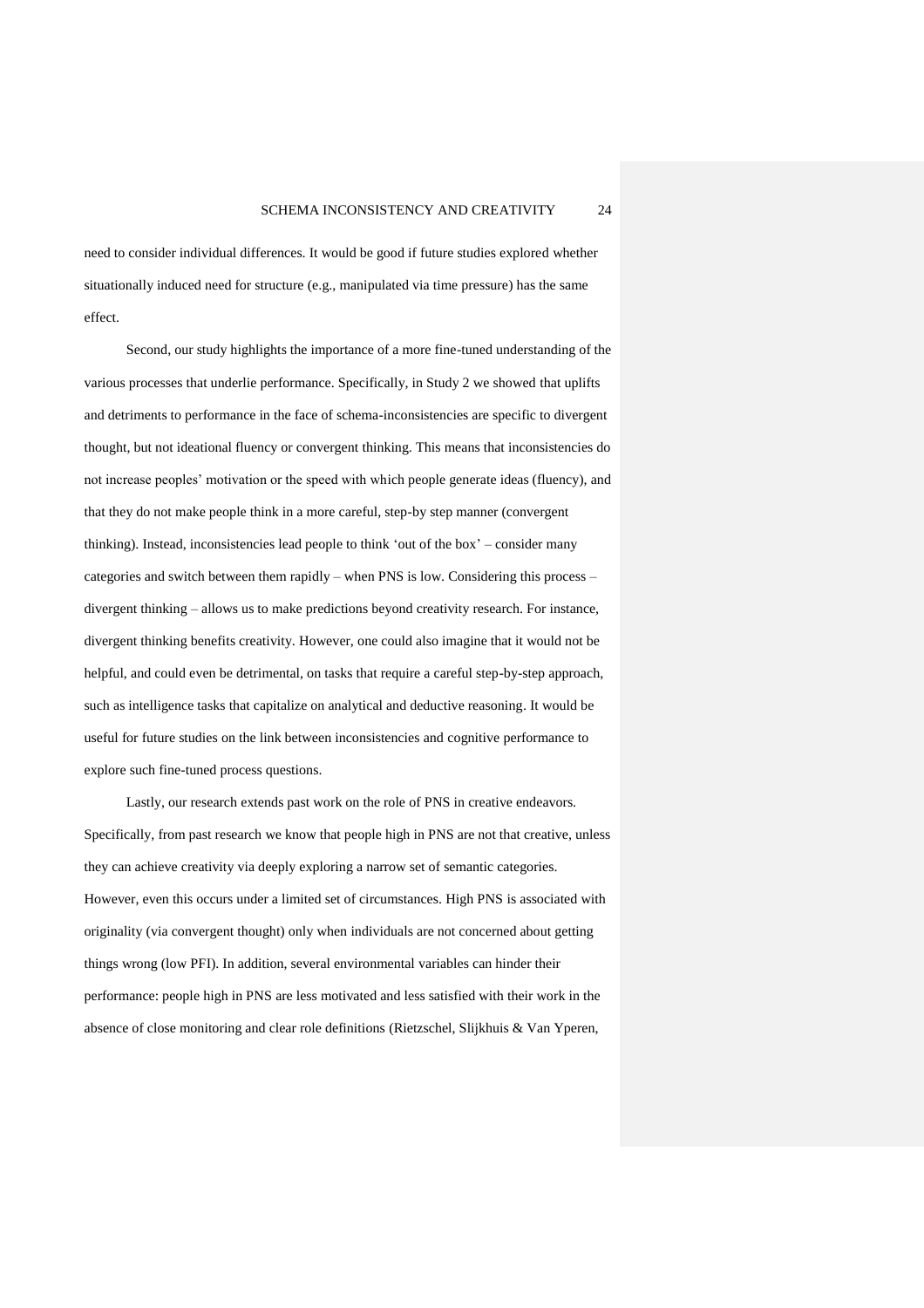need to consider individual differences. It would be good if future studies explored whether situationally induced need for structure (e.g., manipulated via time pressure) has the same effect.

Second, our study highlights the importance of a more fine-tuned understanding of the various processes that underlie performance. Specifically, in Study 2 we showed that uplifts and detriments to performance in the face of schema-inconsistencies are specific to divergent thought, but not ideational fluency or convergent thinking. This means that inconsistencies do not increase peoples' motivation or the speed with which people generate ideas (fluency), and that they do not make people think in a more careful, step-by step manner (convergent thinking). Instead, inconsistencies lead people to think 'out of the box' – consider many categories and switch between them rapidly – when PNS is low. Considering this process – divergent thinking – allows us to make predictions beyond creativity research. For instance, divergent thinking benefits creativity. However, one could also imagine that it would not be helpful, and could even be detrimental, on tasks that require a careful step-by-step approach, such as intelligence tasks that capitalize on analytical and deductive reasoning. It would be useful for future studies on the link between inconsistencies and cognitive performance to explore such fine-tuned process questions.

Lastly, our research extends past work on the role of PNS in creative endeavors. Specifically, from past research we know that people high in PNS are not that creative, unless they can achieve creativity via deeply exploring a narrow set of semantic categories. However, even this occurs under a limited set of circumstances. High PNS is associated with originality (via convergent thought) only when individuals are not concerned about getting things wrong (low PFI). In addition, several environmental variables can hinder their performance: people high in PNS are less motivated and less satisfied with their work in the absence of close monitoring and clear role definitions (Rietzschel, Slijkhuis & Van Yperen,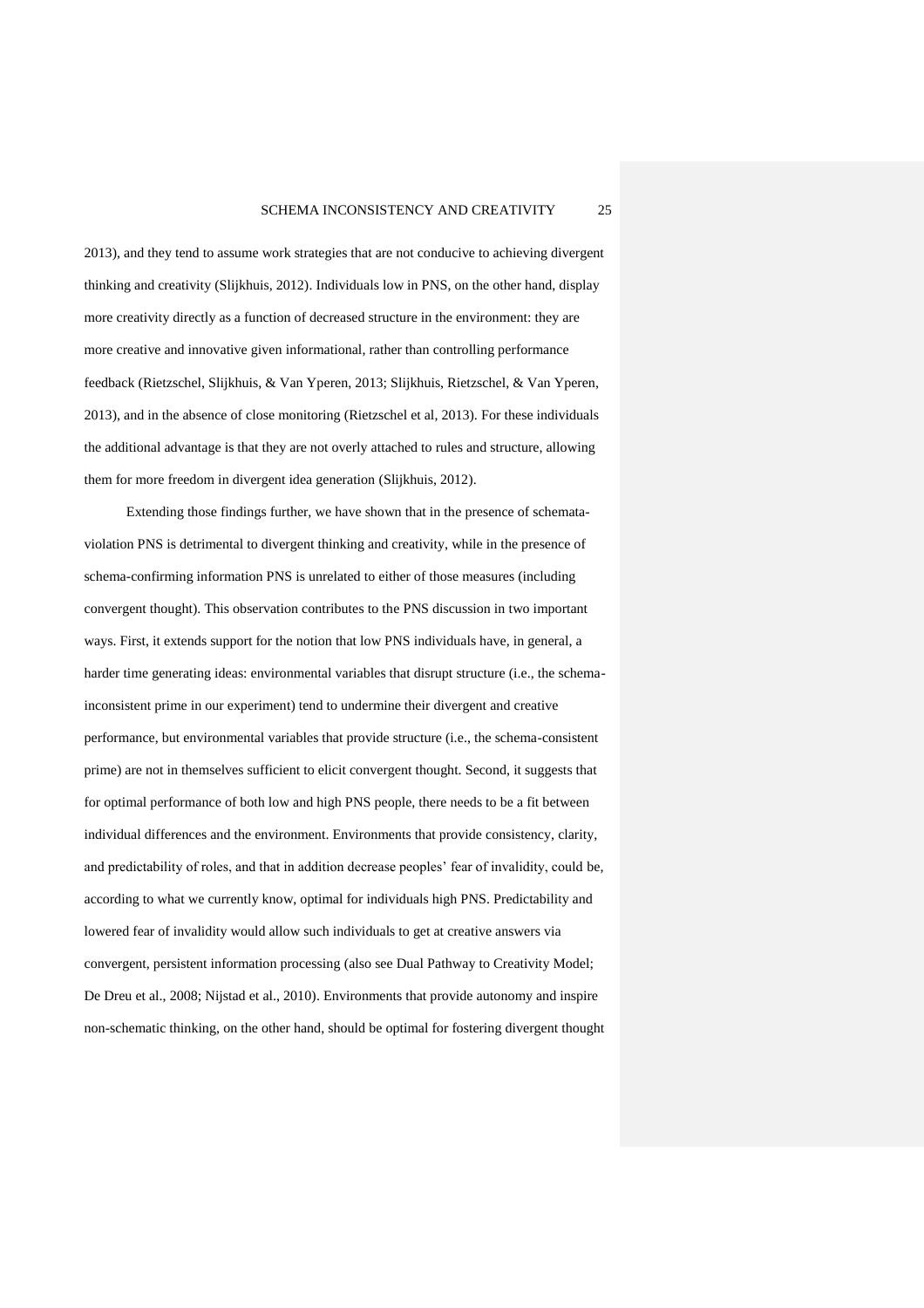2013), and they tend to assume work strategies that are not conducive to achieving divergent thinking and creativity (Slijkhuis, 2012). Individuals low in PNS, on the other hand, display more creativity directly as a function of decreased structure in the environment: they are more creative and innovative given informational, rather than controlling performance feedback (Rietzschel, Slijkhuis, & Van Yperen, 2013; Slijkhuis, Rietzschel, & Van Yperen, 2013), and in the absence of close monitoring (Rietzschel et al, 2013). For these individuals the additional advantage is that they are not overly attached to rules and structure, allowing them for more freedom in divergent idea generation (Slijkhuis, 2012).

Extending those findings further, we have shown that in the presence of schemata-violation PNS is detrimental to divergent thinking and creativity, while in the presence of schema-confirming information PNS is unrelated to either of those measures (including convergent thought). This observation contributes to the PNS discussion in two important ways. First, it extends support for the notion that low PNS individuals have, in general, a harder time generating ideas: environmental variables that disrupt structure (i.e., the schema-inconsistent prime in our experiment) tend to undermine their divergent and creative performance, but environmental variables that provide structure (i.e., the schema-consistent prime) are not in themselves sufficient to elicit convergent thought. Second, it suggests that for optimal performance of both low and high PNS people, there needs to be a fit between individual differences and the environment. Environments that provide consistency, clarity, and predictability of roles, and that in addition decrease peoples' fear of invalidity, could be, according to what we currently know, optimal for individuals high PNS. Predictability and lowered fear of invalidity would allow such individuals to get at creative answers via convergent, persistent information processing (also see Dual Pathway to Creativity Model; De Dreu et al., 2008; Nijstad et al., 2010). Environments that provide autonomy and inspire non-schematic thinking, on the other hand, should be optimal for fostering divergent thought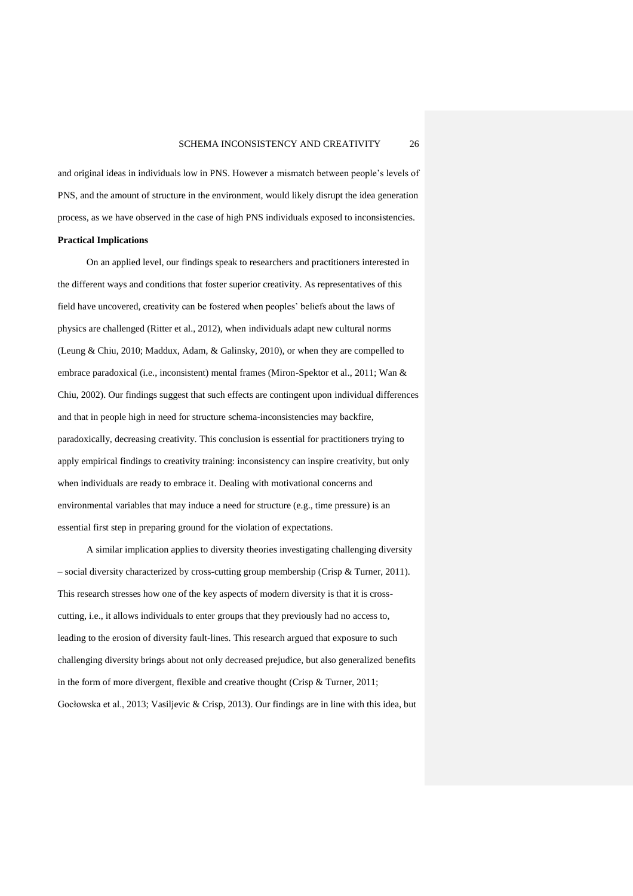and original ideas in individuals low in PNS. However a mismatch between people's levels of PNS, and the amount of structure in the environment, would likely disrupt the idea generation process, as we have observed in the case of high PNS individuals exposed to inconsistencies.

**Practical Implications**

On an applied level, our findings speak to researchers and practitioners interested in the different ways and conditions that foster superior creativity. As representatives of this field have uncovered, creativity can be fostered when peoples' beliefs about the laws of physics are challenged (Ritter et al., 2012), when individuals adapt new cultural norms (Leung & Chiu, 2010; Maddux, Adam, & Galinsky, 2010), or when they are compelled to embrace paradoxical (i.e., inconsistent) mental frames (Miron-Spektor et al., 2011; Wan & Chiu, 2002). Our findings suggest that such effects are contingent upon individual differences and that in people high in need for structure schema-inconsistencies may backfire, paradoxically, decreasing creativity. This conclusion is essential for practitioners trying to apply empirical findings to creativity training: inconsistency can inspire creativity, but only when individuals are ready to embrace it. Dealing with motivational concerns and environmental variables that may induce a need for structure (e.g., time pressure) is an essential first step in preparing ground for the violation of expectations.

A similar implication applies to diversity theories investigating challenging diversity – social diversity characterized by cross-cutting group membership (Crisp & Turner, 2011). This research stresses how one of the key aspects of modern diversity is that it is cross-cutting, i.e., it allows individuals to enter groups that they previously had no access to, leading to the erosion of diversity fault-lines. This research argued that exposure to such challenging diversity brings about not only decreased prejudice, but also generalized benefits in the form of more divergent, flexible and creative thought (Crisp & Turner, 2011; Gocłowska et al., 2013; Vasiljevic & Crisp, 2013). Our findings are in line with this idea, but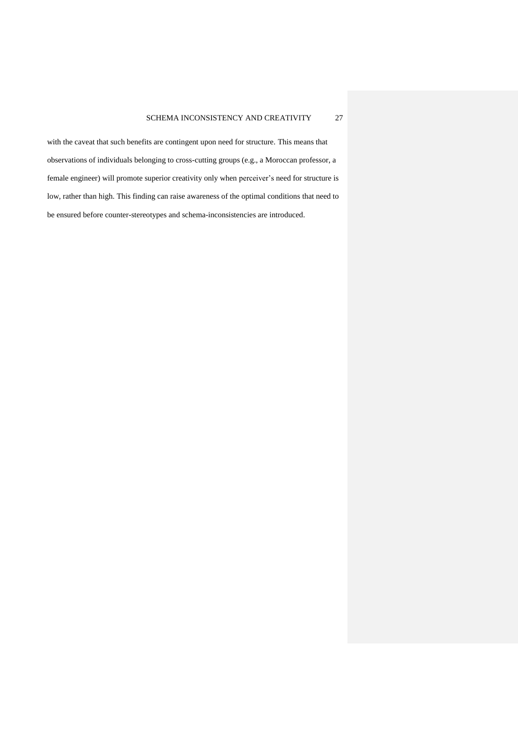with the caveat that such benefits are contingent upon need for structure. This means that observations of individuals belonging to cross-cutting groups (e.g., a Moroccan professor, a female engineer) will promote superior creativity only when perceiver's need for structure is low, rather than high. This finding can raise awareness of the optimal conditions that need to be ensured before counter-stereotypes and schema-inconsistencies are introduced.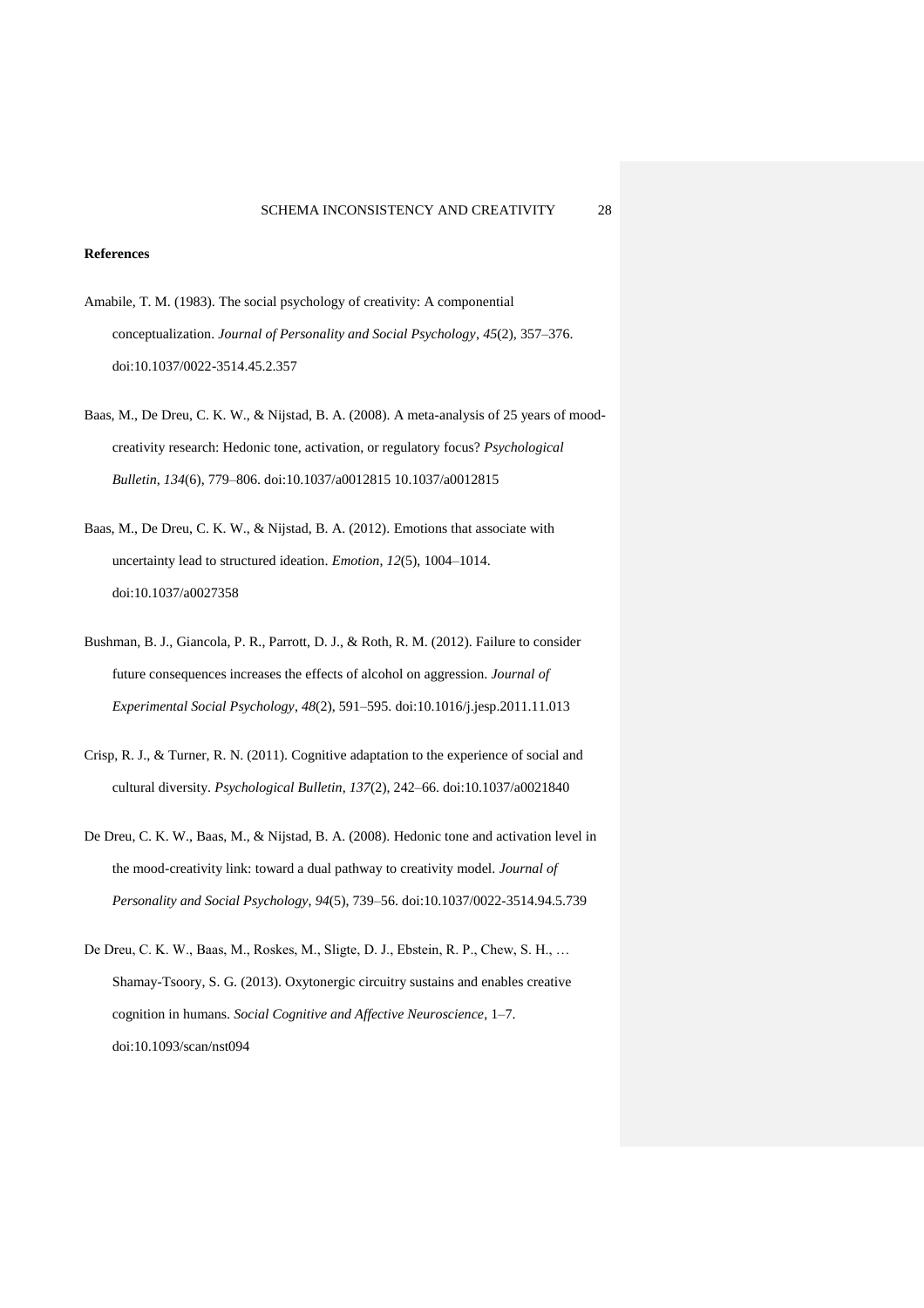**References**

Amabile, T. M. (1983). The social psychology of creativity: A componential conceptualization. *Journal of Personality and Social Psychology*, *45*(2), 357–376. doi:10.1037/0022-3514.45.2.357

Baas, M., De Dreu, C. K. W., & Nijstad, B. A. (2008). A meta-analysis of 25 years of mood-creativity research: Hedonic tone, activation, or regulatory focus? *Psychological Bulletin*, *134*(6), 779–806. doi:10.1037/a0012815 10.1037/a0012815

Baas, M., De Dreu, C. K. W., & Nijstad, B. A. (2012). Emotions that associate with uncertainty lead to structured ideation. *Emotion*, *12*(5), 1004–1014. doi:10.1037/a0027358

Bushman, B. J., Giancola, P. R., Parrott, D. J., & Roth, R. M. (2012). Failure to consider future consequences increases the effects of alcohol on aggression. *Journal of Experimental Social Psychology*, *48*(2), 591–595. doi:10.1016/j.jesp.2011.11.013

Crisp, R. J., & Turner, R. N. (2011). Cognitive adaptation to the experience of social and cultural diversity. *Psychological Bulletin*, *137*(2), 242–66. doi:10.1037/a0021840

De Dreu, C. K. W., Baas, M., & Nijstad, B. A. (2008). Hedonic tone and activation level in the mood-creativity link: toward a dual pathway to creativity model. *Journal of Personality and Social Psychology*, *94*(5), 739–56. doi:10.1037/0022-3514.94.5.739

De Dreu, C. K. W., Baas, M., Roskes, M., Sligte, D. J., Ebstein, R. P., Chew, S. H., … Shamay-Tsoory, S. G. (2013). Oxytonergic circuitry sustains and enables creative cognition in humans. *Social Cognitive and Affective Neuroscience*, 1–7. doi:10.1093/scan/nst094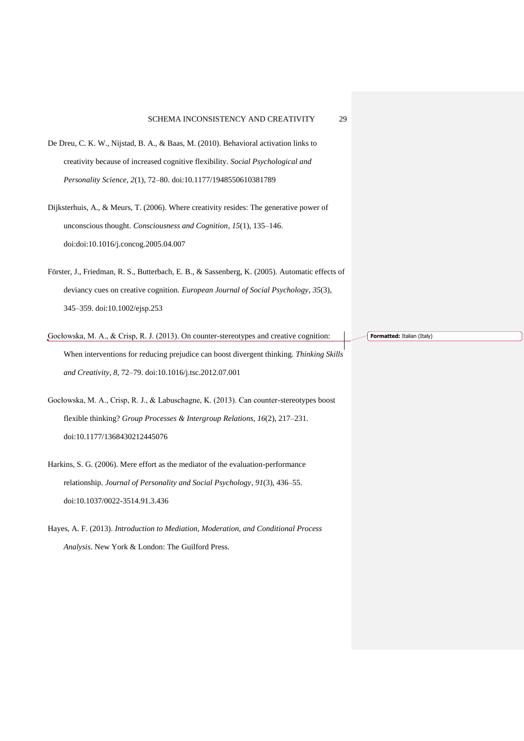De Dreu, C. K. W., Nijstad, B. A., & Baas, M. (2010). Behavioral activation links to creativity because of increased cognitive flexibility. *Social Psychological and Personality Science*, *2*(1), 72–80. doi:10.1177/1948550610381789

Dijksterhuis, A., & Meurs, T. (2006). Where creativity resides: The generative power of unconscious thought. *Consciousness and Cognition*, *15*(1), 135–146. doi:doi:10.1016/j.concog.2005.04.007

Förster, J., Friedman, R. S., Butterbach, E. B., & Sassenberg, K. (2005). Automatic effects of deviancy cues on creative cognition. *European Journal of Social Psychology*, *35*(3), 345–359. doi:10.1002/ejsp.253

Gocłowska, M. A., & Crisp, R. J. (2013). On counter-stereotypes and creative cognition: When interventions for reducing prejudice can boost divergent thinking. *Thinking Skills and Creativity*, *8*, 72–79. doi:10.1016/j.tsc.2012.07.001

Gocłowska, M. A., Crisp, R. J., & Labuschagne, K. (2013). Can counter-stereotypes boost flexible thinking? *Group Processes & Intergroup Relations*, *16*(2), 217–231. doi:10.1177/1368430212445076

Harkins, S. G. (2006). Mere effort as the mediator of the evaluation-performance relationship. *Journal of Personality and Social Psychology*, *91*(3), 436–55. doi:10.1037/0022-3514.91.3.436

Hayes, A. F. (2013). *Introduction to Mediation, Moderation, and Conditional Process Analysis*. New York & London: The Guilford Press.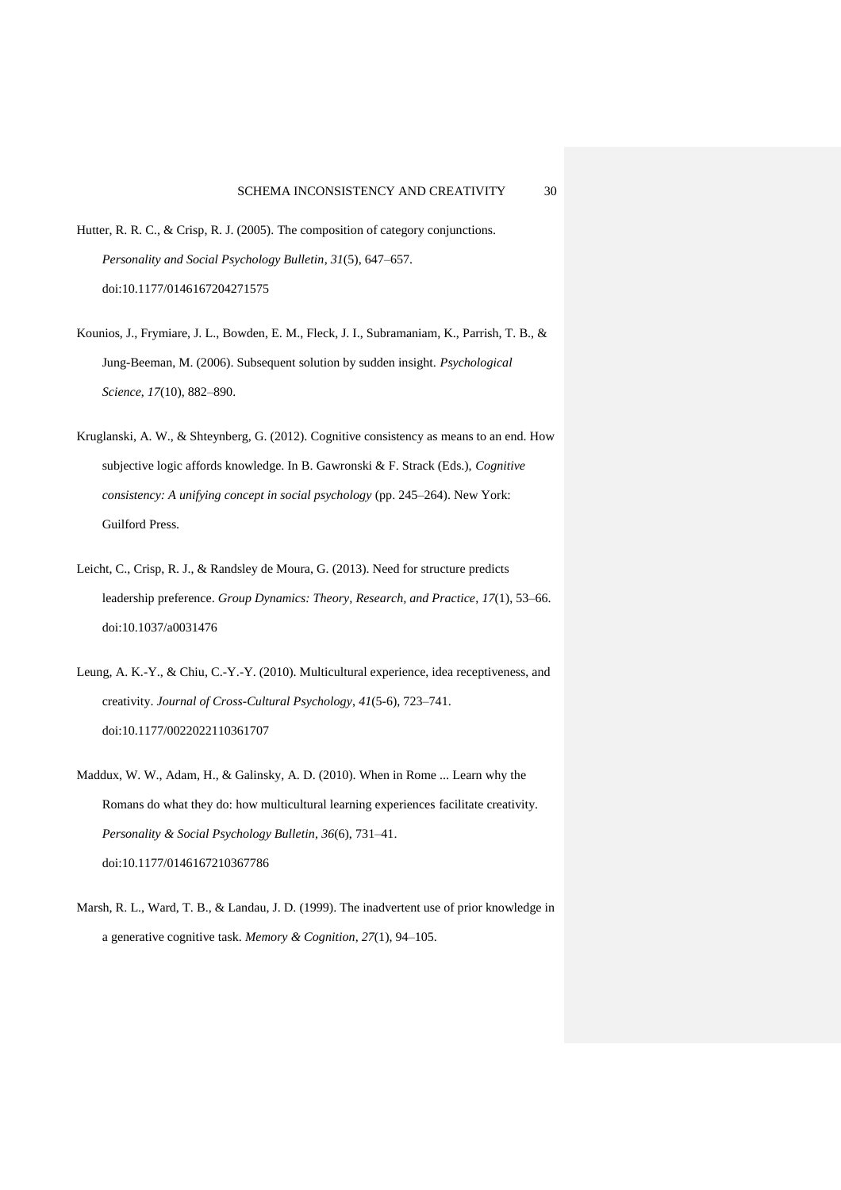Hutter, R. R. C., & Crisp, R. J. (2005). The composition of category conjunctions. *Personality and Social Psychology Bulletin*, *31*(5), 647–657. doi:10.1177/0146167204271575

Kounios, J., Frymiare, J. L., Bowden, E. M., Fleck, J. I., Subramaniam, K., Parrish, T. B., & Jung-Beeman, M. (2006). Subsequent solution by sudden insight. *Psychological Science*, *17*(10), 882–890.

Kruglanski, A. W., & Shteynberg, G. (2012). Cognitive consistency as means to an end. How subjective logic affords knowledge. In B. Gawronski & F. Strack (Eds.), *Cognitive consistency: A unifying concept in social psychology* (pp. 245–264). New York: Guilford Press.

Leicht, C., Crisp, R. J., & Randsley de Moura, G. (2013). Need for structure predicts leadership preference. *Group Dynamics: Theory, Research, and Practice*, *17*(1), 53–66. doi:10.1037/a0031476

Leung, A. K.-Y., & Chiu, C.-Y.-Y. (2010). Multicultural experience, idea receptiveness, and creativity. *Journal of Cross-Cultural Psychology*, *41*(5-6), 723–741. doi:10.1177/0022022110361707

Maddux, W. W., Adam, H., & Galinsky, A. D. (2010). When in Rome ... Learn why the Romans do what they do: how multicultural learning experiences facilitate creativity. *Personality & Social Psychology Bulletin*, *36*(6), 731–41. doi:10.1177/0146167210367786

Marsh, R. L., Ward, T. B., & Landau, J. D. (1999). The inadvertent use of prior knowledge in a generative cognitive task. *Memory & Cognition*, *27*(1), 94–105.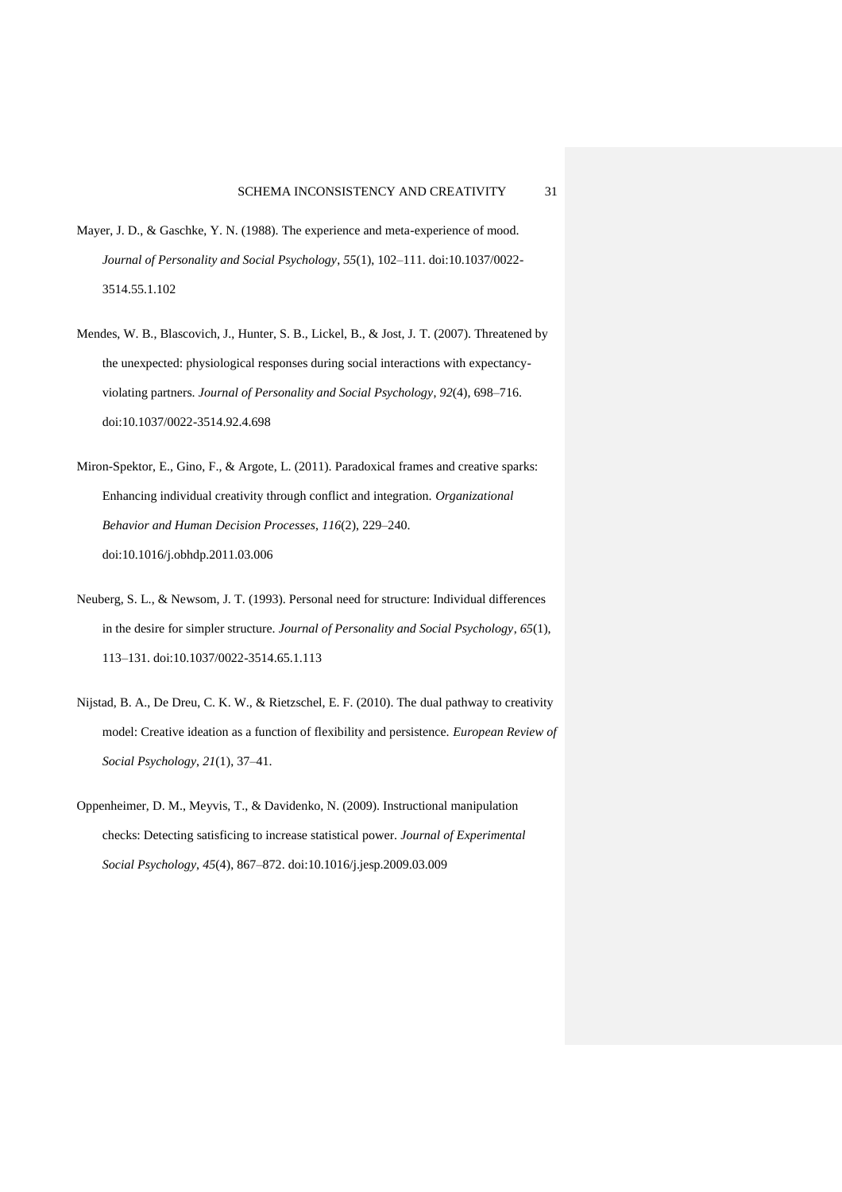Mayer, J. D., & Gaschke, Y. N. (1988). The experience and meta-experience of mood. *Journal of Personality and Social Psychology*, *55*(1), 102–111. doi:10.1037/0022-3514.55.1.102

Mendes, W. B., Blascovich, J., Hunter, S. B., Lickel, B., & Jost, J. T. (2007). Threatened by the unexpected: physiological responses during social interactions with expectancy-violating partners. *Journal of Personality and Social Psychology*, *92*(4), 698–716. doi:10.1037/0022-3514.92.4.698

Miron-Spektor, E., Gino, F., & Argote, L. (2011). Paradoxical frames and creative sparks: Enhancing individual creativity through conflict and integration. *Organizational Behavior and Human Decision Processes*, *116*(2), 229–240. doi:10.1016/j.obhdp.2011.03.006

Neuberg, S. L., & Newsom, J. T. (1993). Personal need for structure: Individual differences in the desire for simpler structure. *Journal of Personality and Social Psychology*, *65*(1), 113–131. doi:10.1037/0022-3514.65.1.113

Nijstad, B. A., De Dreu, C. K. W., & Rietzschel, E. F. (2010). The dual pathway to creativity model: Creative ideation as a function of flexibility and persistence. *European Review of Social Psychology*, *21*(1), 37–41.

Oppenheimer, D. M., Meyvis, T., & Davidenko, N. (2009). Instructional manipulation checks: Detecting satisficing to increase statistical power. *Journal of Experimental Social Psychology*, *45*(4), 867–872. doi:10.1016/j.jesp.2009.03.009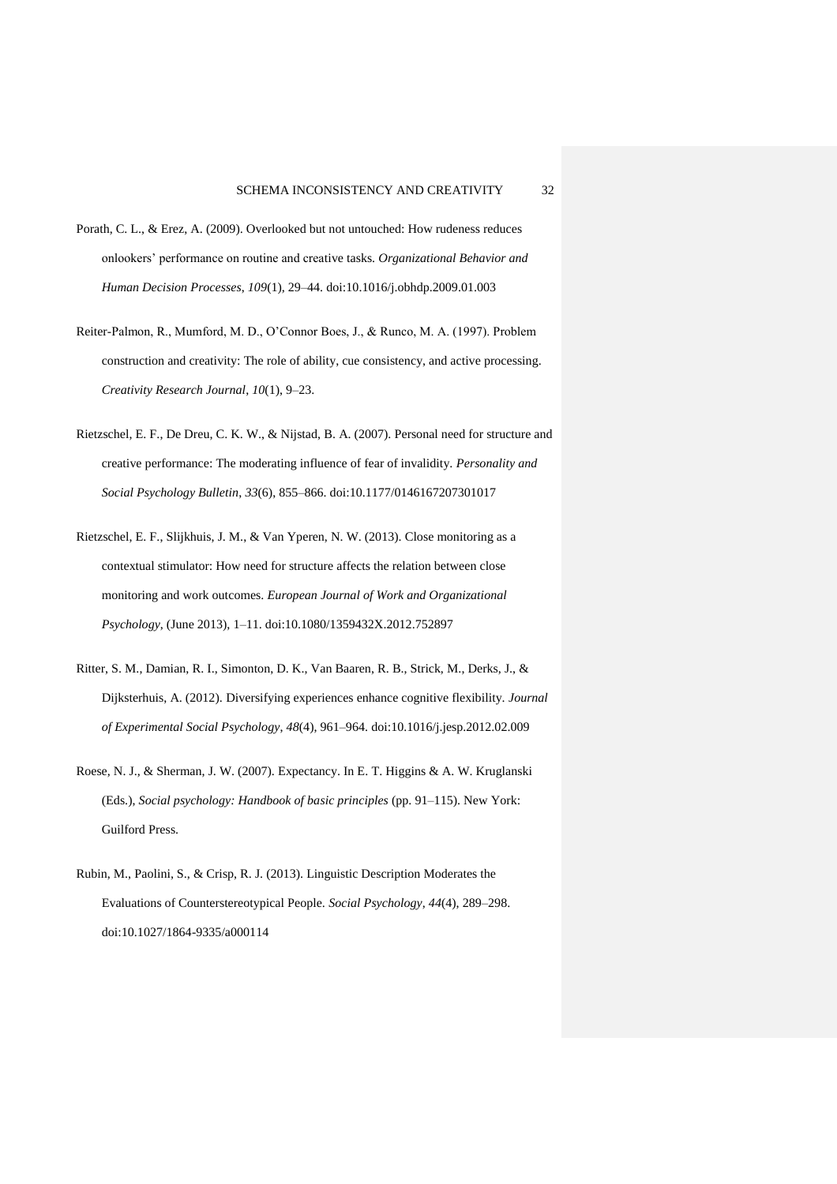Porath, C. L., & Erez, A. (2009). Overlooked but not untouched: How rudeness reduces onlookers' performance on routine and creative tasks. *Organizational Behavior and Human Decision Processes*, *109*(1), 29–44. doi:10.1016/j.obhdp.2009.01.003

Reiter-Palmon, R., Mumford, M. D., O'Connor Boes, J., & Runco, M. A. (1997). Problem construction and creativity: The role of ability, cue consistency, and active processing. *Creativity Research Journal*, *10*(1), 9–23.

Rietzschel, E. F., De Dreu, C. K. W., & Nijstad, B. A. (2007). Personal need for structure and creative performance: The moderating influence of fear of invalidity. *Personality and Social Psychology Bulletin*, *33*(6), 855–866. doi:10.1177/0146167207301017

Rietzschel, E. F., Slijkhuis, J. M., & Van Yperen, N. W. (2013). Close monitoring as a contextual stimulator: How need for structure affects the relation between close monitoring and work outcomes. *European Journal of Work and Organizational Psychology*, (June 2013), 1–11. doi:10.1080/1359432X.2012.752897

Ritter, S. M., Damian, R. I., Simonton, D. K., Van Baaren, R. B., Strick, M., Derks, J., & Dijksterhuis, A. (2012). Diversifying experiences enhance cognitive flexibility. *Journal of Experimental Social Psychology*, *48*(4), 961–964. doi:10.1016/j.jesp.2012.02.009

Roese, N. J., & Sherman, J. W. (2007). Expectancy. In E. T. Higgins & A. W. Kruglanski (Eds.), *Social psychology: Handbook of basic principles* (pp. 91–115). New York: Guilford Press.

Rubin, M., Paolini, S., & Crisp, R. J. (2013). Linguistic Description Moderates the Evaluations of Counterstereotypical People. *Social Psychology*, *44*(4), 289–298. doi:10.1027/1864-9335/a000114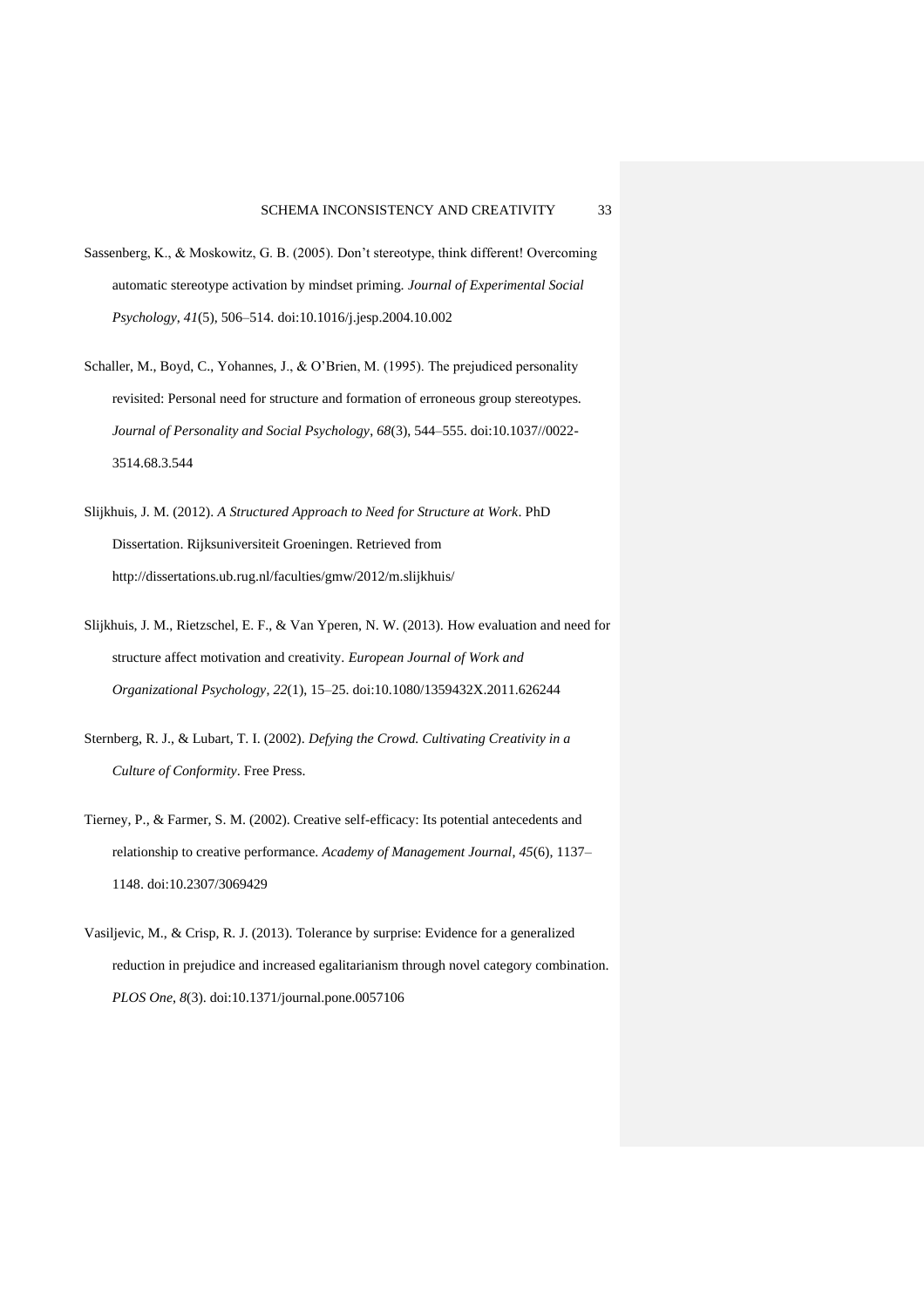Sassenberg, K., & Moskowitz, G. B. (2005). Don't stereotype, think different! Overcoming automatic stereotype activation by mindset priming. *Journal of Experimental Social Psychology*, *41*(5), 506–514. doi:10.1016/j.jesp.2004.10.002

Schaller, M., Boyd, C., Yohannes, J., & O'Brien, M. (1995). The prejudiced personality revisited: Personal need for structure and formation of erroneous group stereotypes. *Journal of Personality and Social Psychology*, *68*(3), 544–555. doi:10.1037//0022-3514.68.3.544

Slijkhuis, J. M. (2012). *A Structured Approach to Need for Structure at Work*. PhD Dissertation. Rijksuniversiteit Groeningen. Retrieved from http://dissertations.ub.rug.nl/faculties/gmw/2012/m.slijkhuis/

Slijkhuis, J. M., Rietzschel, E. F., & Van Yperen, N. W. (2013). How evaluation and need for structure affect motivation and creativity. *European Journal of Work and Organizational Psychology*, *22*(1), 15–25. doi:10.1080/1359432X.2011.626244

Sternberg, R. J., & Lubart, T. I. (2002). *Defying the Crowd. Cultivating Creativity in a Culture of Conformity*. Free Press.

Tierney, P., & Farmer, S. M. (2002). Creative self-efficacy: Its potential antecedents and relationship to creative performance. *Academy of Management Journal*, *45*(6), 1137–1148. doi:10.2307/3069429

Vasiljevic, M., & Crisp, R. J. (2013). Tolerance by surprise: Evidence for a generalized reduction in prejudice and increased egalitarianism through novel category combination. *PLOS One*, *8*(3). doi:10.1371/journal.pone.0057106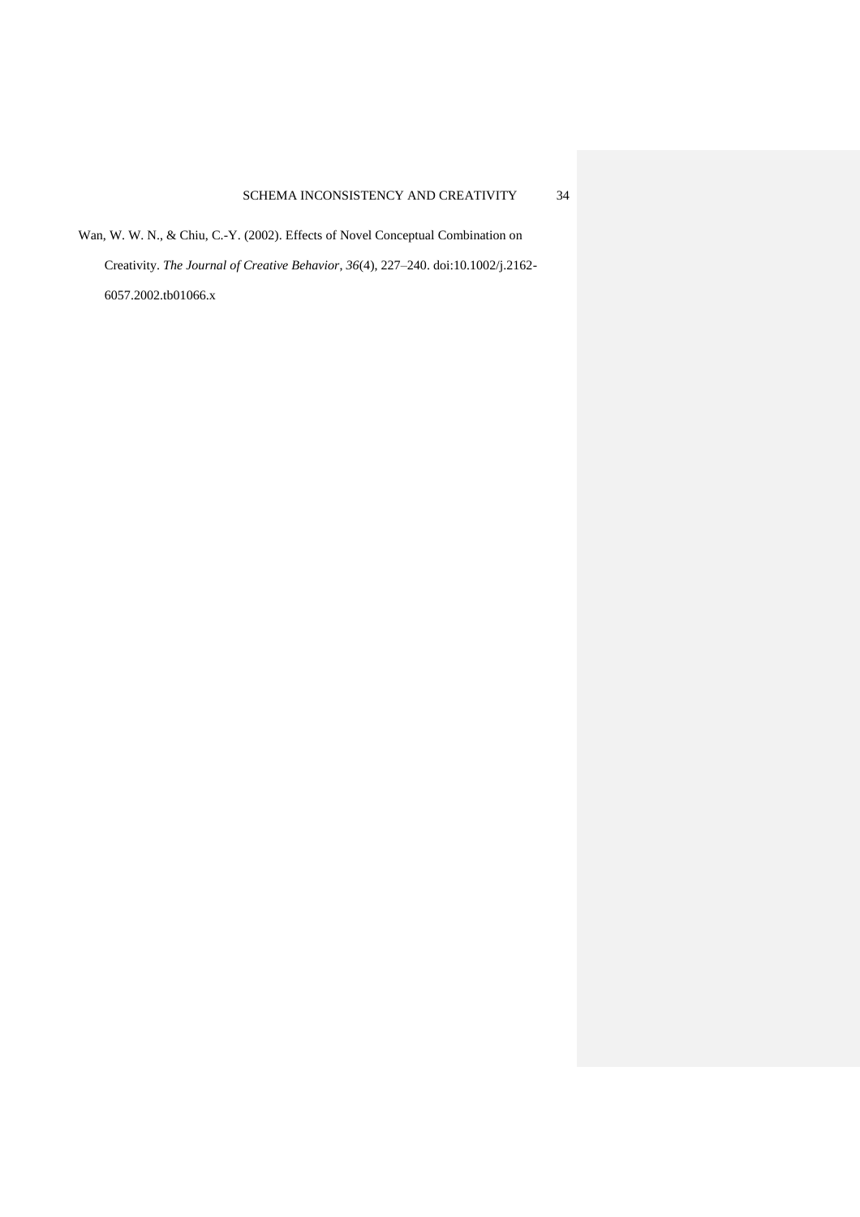Wan, W. W. N., & Chiu, C.-Y. (2002). Effects of Novel Conceptual Combination on Creativity. *The Journal of Creative Behavior*, *36*(4), 227–240. doi:10.1002/j.2162-6057.2002.tb01066.x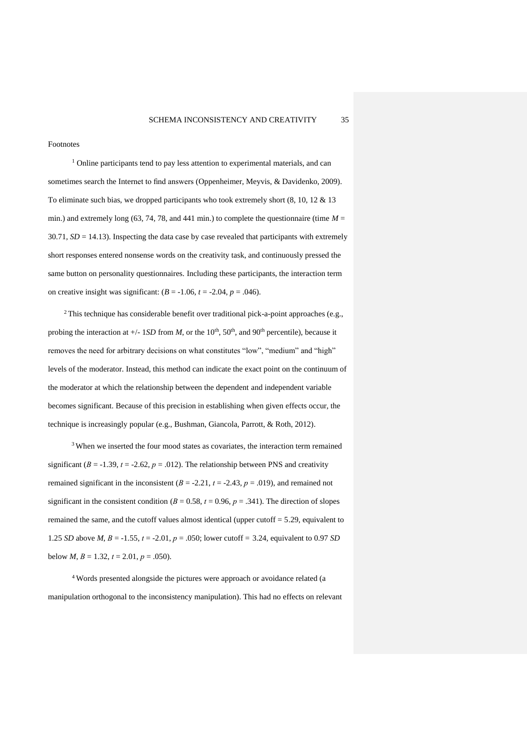Footnotes

[1] Online participants tend to pay less attention to experimental materials, and can sometimes search the Internet to find answers (Oppenheimer, Meyvis, & Davidenko, 2009). To eliminate such bias, we dropped participants who took extremely short (8, 10, 12 & 13 min.) and extremely long (63, 74, 78, and 441 min.) to complete the questionnaire (time $M$ = 30.71, $SD$ = 14.13). Inspecting the data case by case revealed that participants with extremely short responses entered nonsense words on the creativity task, and continuously pressed the same button on personality questionnaires. Including these participants, the interaction term on creative insight was significant: ($B$ = -1.06, $t$ = -2.04, $p$ = .046).

[2] This technique has considerable benefit over traditional pick-a-point approaches (e.g., probing the interaction at +/- 1$SD$ from $M$, or the $10^{th}$, $50^{th}$, and $90^{th}$ percentile), because it removes the need for arbitrary decisions on what constitutes "low", "medium" and "high" levels of the moderator. Instead, this method can indicate the exact point on the continuum of the moderator at which the relationship between the dependent and independent variable becomes significant. Because of this precision in establishing when given effects occur, the technique is increasingly popular (e.g., Bushman, Giancola, Parrott, & Roth, 2012).

[3] When we inserted the four mood states as covariates, the interaction term remained significant ($B$ = -1.39, $t$ = -2.62, $p$ = .012). The relationship between PNS and creativity remained significant in the inconsistent ($B$ = -2.21, $t$ = -2.43, $p$ = .019), and remained not significant in the consistent condition ($B$ = 0.58, $t$ = 0.96, $p$ = .341). The direction of slopes remained the same, and the cutoff values almost identical (upper cutoff = 5.29, equivalent to 1.25 $SD$ above $M$, $B$ = -1.55, $t$ = -2.01, $p$ = .050; lower cutoff = 3.24, equivalent to 0.97 $SD$ below $M$, $B$ = 1.32, $t$ = 2.01, $p$ = .050).

[4] Words presented alongside the pictures were approach or avoidance related (a manipulation orthogonal to the inconsistency manipulation). This had no effects on relevant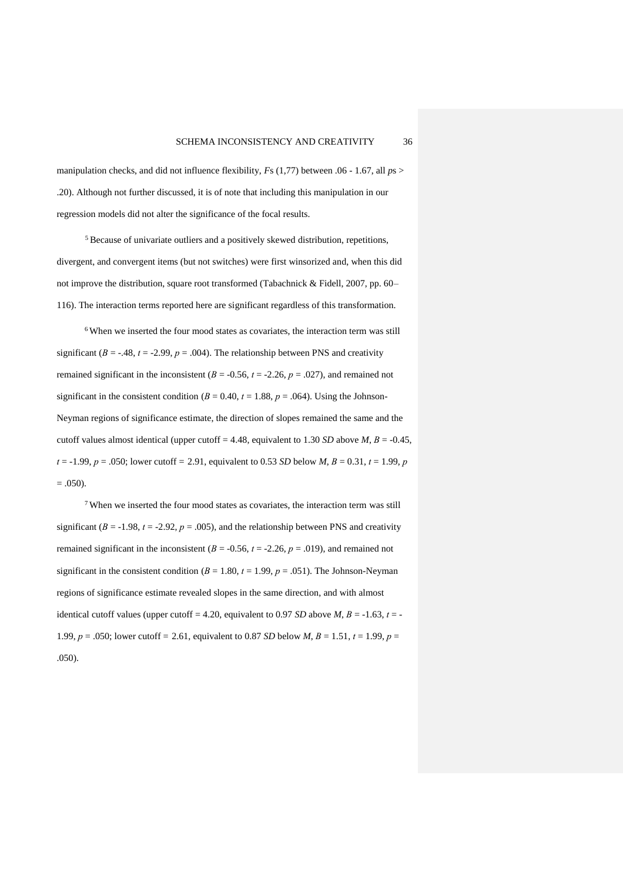manipulation checks, and did not influence flexibility, *F*s (1,77) between .06 - 1.67, all *p*s > .20). Although not further discussed, it is of note that including this manipulation in our regression models did not alter the significance of the focal results.

[5] Because of univariate outliers and a positively skewed distribution, repetitions, divergent, and convergent items (but not switches) were first winsorized and, when this did not improve the distribution, square root transformed (Tabachnick & Fidell, 2007, pp. 60–116). The interaction terms reported here are significant regardless of this transformation.

[6] When we inserted the four mood states as covariates, the interaction term was still significant ($B$ = -.48, $t$ = -2.99, $p$ = .004). The relationship between PNS and creativity remained significant in the inconsistent ($B$ = -0.56, $t$ = -2.26, $p$ = .027), and remained not significant in the consistent condition ($B$ = 0.40, $t$ = 1.88, $p$ = .064). Using the Johnson-Neyman regions of significance estimate, the direction of slopes remained the same and the cutoff values almost identical (upper cutoff = 4.48, equivalent to 1.30 *SD* above *M*, $B$ = -0.45, $t$ = -1.99, $p$ = .050; lower cutoff = 2.91, equivalent to 0.53 *SD* below *M*, $B$ = 0.31, $t$ = 1.99, $p$ = .050).

[7] When we inserted the four mood states as covariates, the interaction term was still significant ($B$ = -1.98, $t$ = -2.92, $p$ = .005), and the relationship between PNS and creativity remained significant in the inconsistent ($B$ = -0.56, $t$ = -2.26, $p$ = .019), and remained not significant in the consistent condition ($B$ = 1.80, $t$ = 1.99, $p$ = .051). The Johnson-Neyman regions of significance estimate revealed slopes in the same direction, and with almost identical cutoff values (upper cutoff = 4.20, equivalent to 0.97 *SD* above *M*, $B$ = -1.63, $t$ = -1.99, $p$ = .050; lower cutoff = 2.61, equivalent to 0.87 *SD* below *M*, $B$ = 1.51, $t$ = 1.99, $p$ = .050).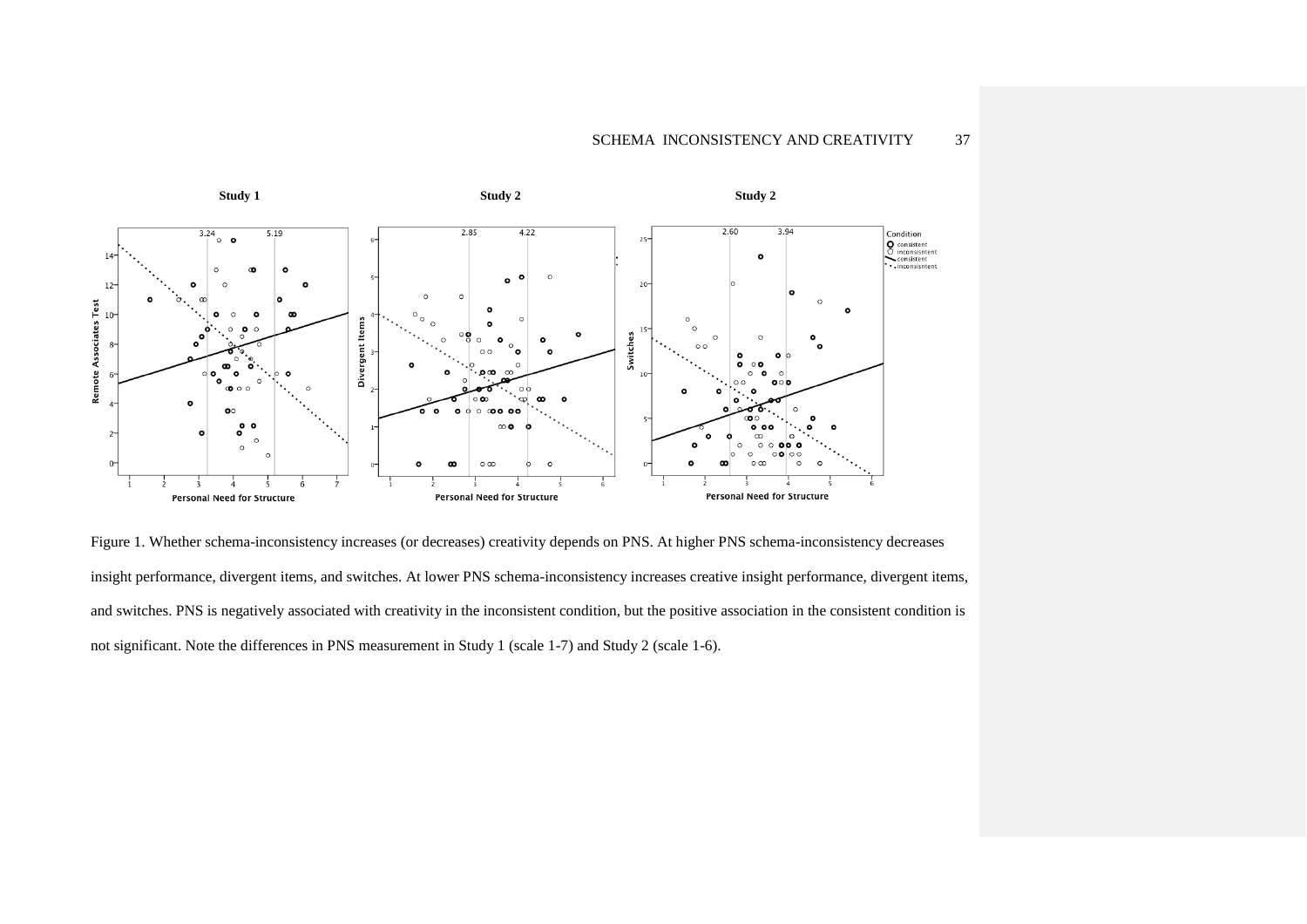Figure 1. Whether schema-inconsistency increases (or decreases) creativity depends on PNS. At higher PNS schema-inconsistency decreases insight performance, divergent items, and switches. At lower PNS schema-inconsistency increases creative insight performance, divergent items, and switches. PNS is negatively associated with creativity in the inconsistent condition, but the positive association in the consistent condition is not significant. Note the differences in PNS measurement in Study 1 (scale 1-7) and Study 2 (scale 1-6).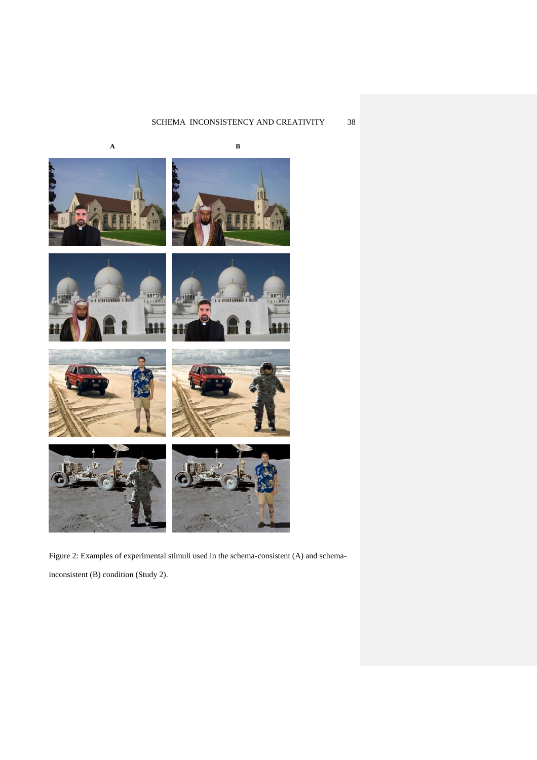A

B

Figure 2: Examples of experimental stimuli used in the schema-consistent (A) and schema-inconsistent (B) condition (Study 2).